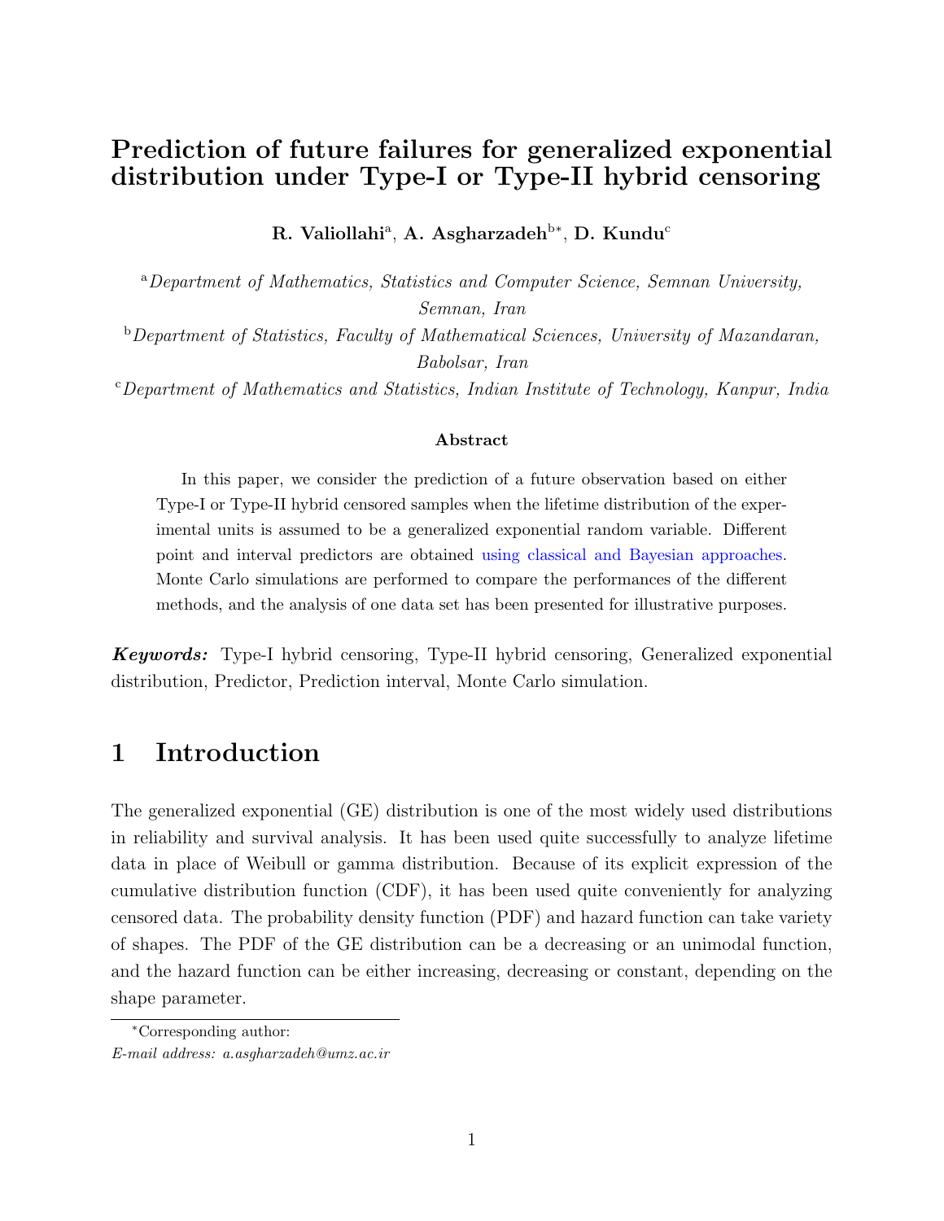# Prediction of future failures for generalized exponential distribution under Type-I or Type-II hybrid censoring

**R. Valiollahi[a], A. Asgharzadeh[b*], D. Kundu[c]**

[a]*Department of Mathematics, Statistics and Computer Science, Semnan University, Semnan, Iran*

[b]*Department of Statistics, Faculty of Mathematical Sciences, University of Mazandaran, Babolsar, Iran*

[c]*Department of Mathematics and Statistics, Indian Institute of Technology, Kanpur, India*

### Abstract

In this paper, we consider the prediction of a future observation based on either Type-I or Type-II hybrid censored samples when the lifetime distribution of the experimental units is assumed to be a generalized exponential random variable. Different point and interval predictors are obtained using classical and Bayesian approaches. Monte Carlo simulations are performed to compare the performances of the different methods, and the analysis of one data set has been presented for illustrative purposes.

***Keywords:*** Type-I hybrid censoring, Type-II hybrid censoring, Generalized exponential distribution, Predictor, Prediction interval, Monte Carlo simulation.

## 1 Introduction

The generalized exponential (GE) distribution is one of the most widely used distributions in reliability and survival analysis. It has been used quite successfully to analyze lifetime data in place of Weibull or gamma distribution. Because of its explicit expression of the cumulative distribution function (CDF), it has been used quite conveniently for analyzing censored data. The probability density function (PDF) and hazard function can take variety of shapes. The PDF of the GE distribution can be a decreasing or an unimodal function, and the hazard function can be either increasing, decreasing or constant, depending on the shape parameter.

---

*Corresponding author:

*E-mail address: a.asgharzadeh@umz.ac.ir*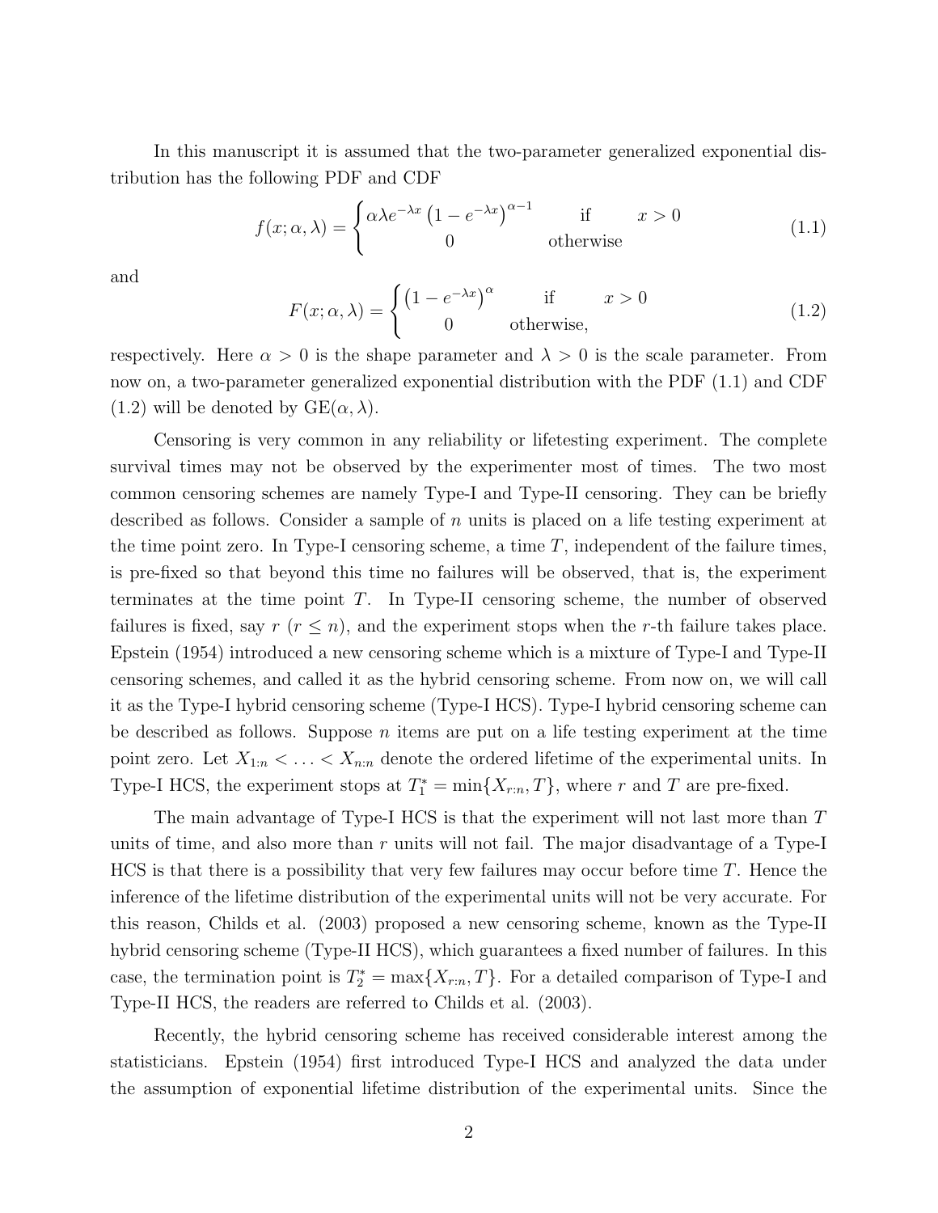In this manuscript it is assumed that the two-parameter generalized exponential distribution has the following PDF and CDF

$$
f(x;\alpha,\lambda) = \begin{cases} \alpha\lambda e^{-\lambda x}\left(1-e^{-\lambda x}\right)^{\alpha-1} & \text{if} \quad x>0 \\ 0 & \text{otherwise} \end{cases} \tag{1.1}
$$

and

$$
F(x;\alpha,\lambda) = \begin{cases} \left(1-e^{-\lambda x}\right)^{\alpha} & \text{if} \quad x>0 \\ 0 & \text{otherwise,} \end{cases} \tag{1.2}
$$

respectively. Here $\alpha > 0$ is the shape parameter and $\lambda > 0$ is the scale parameter. From now on, a two-parameter generalized exponential distribution with the PDF (1.1) and CDF (1.2) will be denoted by GE$(\alpha, \lambda)$.

Censoring is very common in any reliability or lifetesting experiment. The complete survival times may not be observed by the experimenter most of times. The two most common censoring schemes are namely Type-I and Type-II censoring. They can be briefly described as follows. Consider a sample of $n$ units is placed on a life testing experiment at the time point zero. In Type-I censoring scheme, a time $T$, independent of the failure times, is pre-fixed so that beyond this time no failures will be observed, that is, the experiment terminates at the time point $T$. In Type-II censoring scheme, the number of observed failures is fixed, say $r$ ($r \leq n$), and the experiment stops when the $r$-th failure takes place. Epstein (1954) introduced a new censoring scheme which is a mixture of Type-I and Type-II censoring schemes, and called it as the hybrid censoring scheme. From now on, we will call it as the Type-I hybrid censoring scheme (Type-I HCS). Type-I hybrid censoring scheme can be described as follows. Suppose $n$ items are put on a life testing experiment at the time point zero. Let $X_{1:n} < \ldots < X_{n:n}$ denote the ordered lifetime of the experimental units. In Type-I HCS, the experiment stops at $T_1^* = \min\{X_{r:n}, T\}$, where $r$ and $T$ are pre-fixed.

The main advantage of Type-I HCS is that the experiment will not last more than $T$ units of time, and also more than $r$ units will not fail. The major disadvantage of a Type-I HCS is that there is a possibility that very few failures may occur before time $T$. Hence the inference of the lifetime distribution of the experimental units will not be very accurate. For this reason, Childs et al. (2003) proposed a new censoring scheme, known as the Type-II hybrid censoring scheme (Type-II HCS), which guarantees a fixed number of failures. In this case, the termination point is $T_2^* = \max\{X_{r:n}, T\}$. For a detailed comparison of Type-I and Type-II HCS, the readers are referred to Childs et al. (2003).

Recently, the hybrid censoring scheme has received considerable interest among the statisticians. Epstein (1954) first introduced Type-I HCS and analyzed the data under the assumption of exponential lifetime distribution of the experimental units. Since the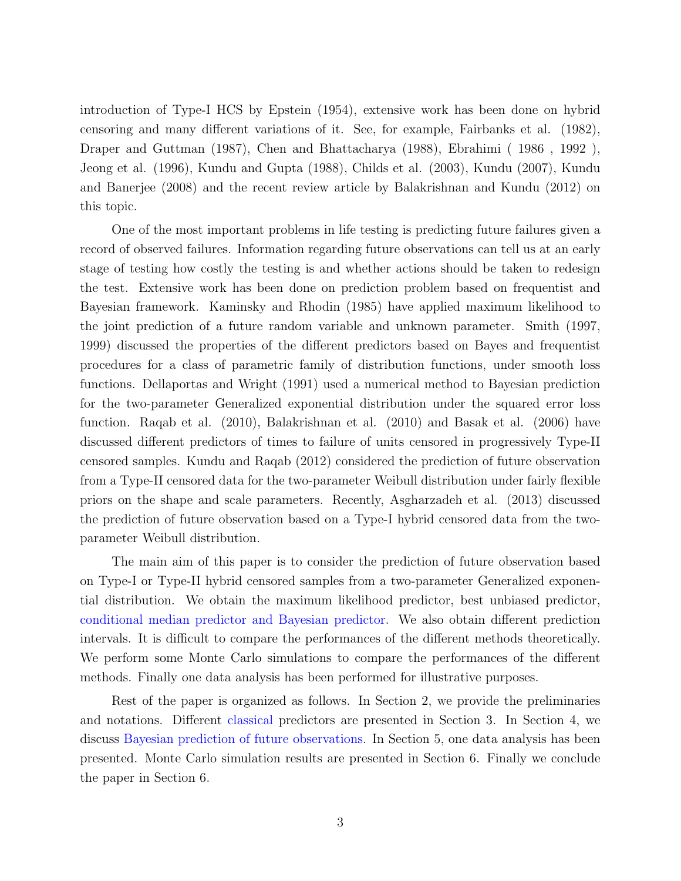introduction of Type-I HCS by Epstein (1954), extensive work has been done on hybrid censoring and many different variations of it. See, for example, Fairbanks et al. (1982), Draper and Guttman (1987), Chen and Bhattacharya (1988), Ebrahimi ( 1986 , 1992 ), Jeong et al. (1996), Kundu and Gupta (1988), Childs et al. (2003), Kundu (2007), Kundu and Banerjee (2008) and the recent review article by Balakrishnan and Kundu (2012) on this topic.

One of the most important problems in life testing is predicting future failures given a record of observed failures. Information regarding future observations can tell us at an early stage of testing how costly the testing is and whether actions should be taken to redesign the test. Extensive work has been done on prediction problem based on frequentist and Bayesian framework. Kaminsky and Rhodin (1985) have applied maximum likelihood to the joint prediction of a future random variable and unknown parameter. Smith (1997, 1999) discussed the properties of the different predictors based on Bayes and frequentist procedures for a class of parametric family of distribution functions, under smooth loss functions. Dellaportas and Wright (1991) used a numerical method to Bayesian prediction for the two-parameter Generalized exponential distribution under the squared error loss function. Raqab et al. (2010), Balakrishnan et al. (2010) and Basak et al. (2006) have discussed different predictors of times to failure of units censored in progressively Type-II censored samples. Kundu and Raqab (2012) considered the prediction of future observation from a Type-II censored data for the two-parameter Weibull distribution under fairly flexible priors on the shape and scale parameters. Recently, Asgharzadeh et al. (2013) discussed the prediction of future observation based on a Type-I hybrid censored data from the two-parameter Weibull distribution.

The main aim of this paper is to consider the prediction of future observation based on Type-I or Type-II hybrid censored samples from a two-parameter Generalized exponential distribution. We obtain the maximum likelihood predictor, best unbiased predictor, conditional median predictor and Bayesian predictor. We also obtain different prediction intervals. It is difficult to compare the performances of the different methods theoretically. We perform some Monte Carlo simulations to compare the performances of the different methods. Finally one data analysis has been performed for illustrative purposes.

Rest of the paper is organized as follows. In Section 2, we provide the preliminaries and notations. Different classical predictors are presented in Section 3. In Section 4, we discuss Bayesian prediction of future observations. In Section 5, one data analysis has been presented. Monte Carlo simulation results are presented in Section 6. Finally we conclude the paper in Section 6.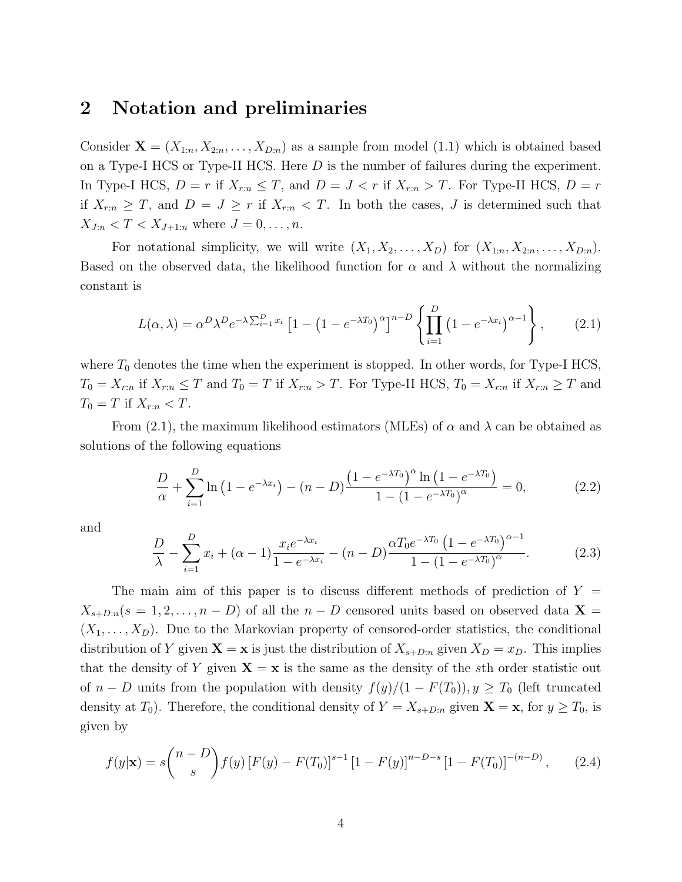## 2 Notation and preliminaries

Consider $\mathbf{X} = (X_{1:n}, X_{2:n}, \ldots, X_{D:n})$ as a sample from model (1.1) which is obtained based on a Type-I HCS or Type-II HCS. Here $D$ is the number of failures during the experiment. In Type-I HCS, $D = r$ if $X_{r:n} \le T$, and $D = J < r$ if $X_{r:n} > T$. For Type-II HCS, $D = r$ if $X_{r:n} \ge T$, and $D = J \ge r$ if $X_{r:n} < T$. In both the cases, $J$ is determined such that $X_{J:n} < T < X_{J+1:n}$ where $J = 0, \ldots, n$.

For notational simplicity, we will write $(X_1, X_2, \ldots, X_D)$ for $(X_{1:n}, X_{2:n}, \ldots, X_{D:n})$. Based on the observed data, the likelihood function for $\alpha$ and $\lambda$ without the normalizing constant is

$$L(\alpha, \lambda) = \alpha^D \lambda^D e^{-\lambda \sum_{i=1}^{D} x_i} \left[1 - \left(1 - e^{-\lambda T_0}\right)^{\alpha}\right]^{n-D} \left\{ \prod_{i=1}^{D} \left(1 - e^{-\lambda x_i}\right)^{\alpha - 1} \right\}, \tag{2.1}$$

where $T_0$ denotes the time when the experiment is stopped. In other words, for Type-I HCS, $T_0 = X_{r:n}$ if $X_{r:n} \le T$ and $T_0 = T$ if $X_{r:n} > T$. For Type-II HCS, $T_0 = X_{r:n}$ if $X_{r:n} \ge T$ and $T_0 = T$ if $X_{r:n} < T$.

From (2.1), the maximum likelihood estimators (MLEs) of $\alpha$ and $\lambda$ can be obtained as solutions of the following equations

$$\frac{D}{\alpha} + \sum_{i=1}^{D} \ln\left(1 - e^{-\lambda x_i}\right) - (n - D) \frac{\left(1 - e^{-\lambda T_0}\right)^{\alpha} \ln\left(1 - e^{-\lambda T_0}\right)}{1 - \left(1 - e^{-\lambda T_0}\right)^{\alpha}} = 0, \tag{2.2}$$

and

$$\frac{D}{\lambda} - \sum_{i=1}^{D} x_i + (\alpha - 1) \frac{x_i e^{-\lambda x_i}}{1 - e^{-\lambda x_i}} - (n - D) \frac{\alpha T_0 e^{-\lambda T_0} \left(1 - e^{-\lambda T_0}\right)^{\alpha - 1}}{1 - \left(1 - e^{-\lambda T_0}\right)^{\alpha}}. \tag{2.3}$$

The main aim of this paper is to discuss different methods of prediction of $Y = X_{s+D:n} (s = 1, 2, \ldots, n - D)$ of all the $n - D$ censored units based on observed data $\mathbf{X} = (X_1, \ldots, X_D)$. Due to the Markovian property of censored-order statistics, the conditional distribution of $Y$ given $\mathbf{X} = \mathbf{x}$ is just the distribution of $X_{s+D:n}$ given $X_D = x_D$. This implies that the density of $Y$ given $\mathbf{X} = \mathbf{x}$ is the same as the density of the $s$th order statistic out of $n - D$ units from the population with density $f(y)/(1 - F(T_0)), y \ge T_0$ (left truncated density at $T_0$). Therefore, the conditional density of $Y = X_{s+D:n}$ given $\mathbf{X} = \mathbf{x}$, for $y \ge T_0$, is given by

$$f(y|\mathbf{x}) = s \binom{n - D}{s} f(y) \left[F(y) - F(T_0)\right]^{s-1} \left[1 - F(y)\right]^{n-D-s} \left[1 - F(T_0)\right]^{-(n-D)}, \tag{2.4}$$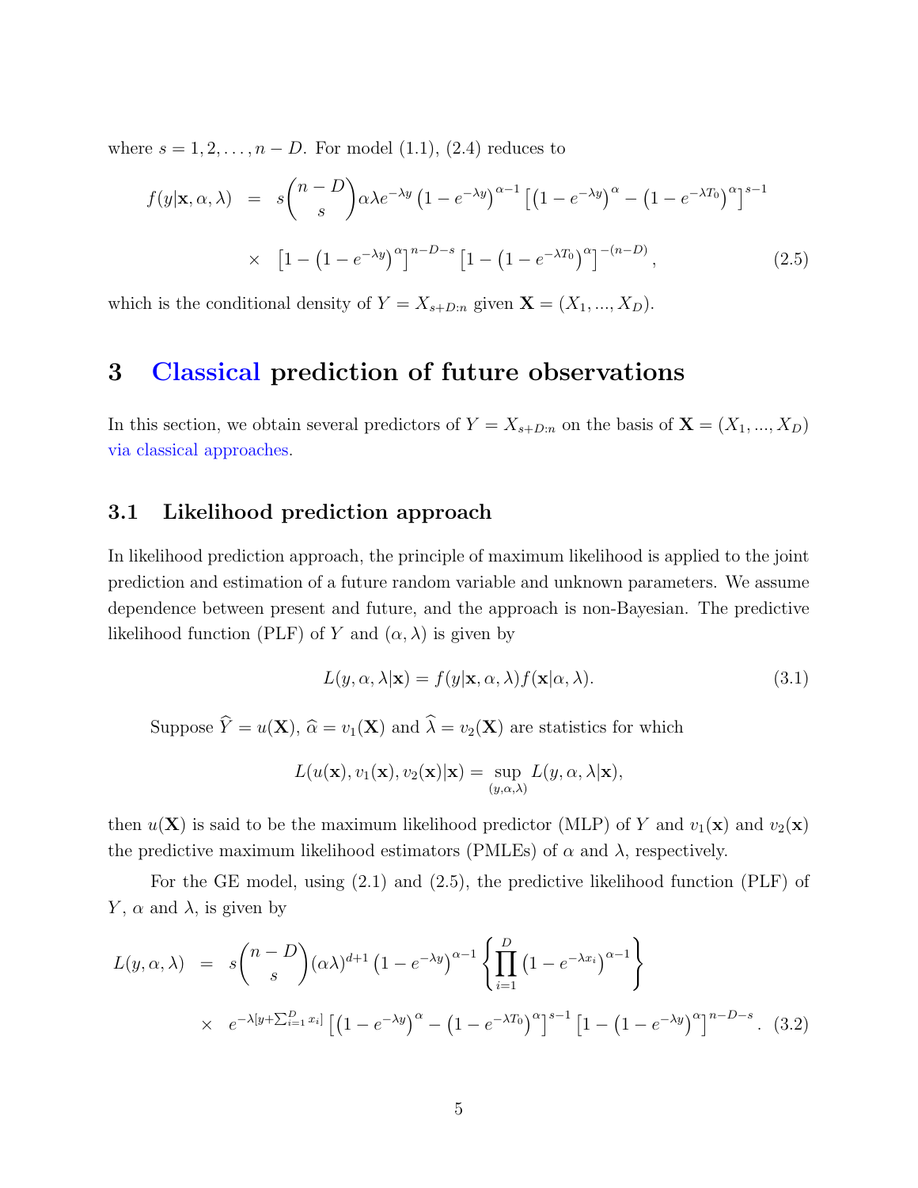where $s = 1, 2, \ldots, n-D$. For model (1.1), (2.4) reduces to

$$
\begin{aligned}
f(y|\mathbf{x}, \alpha, \lambda) &= s\binom{n-D}{s}\alpha\lambda e^{-\lambda y}\left(1-e^{-\lambda y}\right)^{\alpha-1}\left[\left(1-e^{-\lambda y}\right)^{\alpha}-\left(1-e^{-\lambda T_0}\right)^{\alpha}\right]^{s-1} \\
&\times \left[1-\left(1-e^{-\lambda y}\right)^{\alpha}\right]^{n-D-s}\left[1-\left(1-e^{-\lambda T_0}\right)^{\alpha}\right]^{-(n-D)}, \qquad (2.5)
\end{aligned}
$$

which is the conditional density of $Y = X_{s+D:n}$ given $\mathbf{X} = (X_1, ..., X_D)$.

# 3 Classical prediction of future observations

In this section, we obtain several predictors of $Y = X_{s+D:n}$ on the basis of $\mathbf{X} = (X_1, ..., X_D)$ via classical approaches.

## 3.1 Likelihood prediction approach

In likelihood prediction approach, the principle of maximum likelihood is applied to the joint prediction and estimation of a future random variable and unknown parameters. We assume dependence between present and future, and the approach is non-Bayesian. The predictive likelihood function (PLF) of $Y$ and $(\alpha, \lambda)$ is given by

$$
L(y, \alpha, \lambda|\mathbf{x}) = f(y|\mathbf{x}, \alpha, \lambda) f(\mathbf{x}|\alpha, \lambda). \qquad (3.1)
$$

Suppose $\widehat{Y} = u(\mathbf{X})$, $\widehat{\alpha} = v_1(\mathbf{X})$ and $\widehat{\lambda} = v_2(\mathbf{X})$ are statistics for which

$$
L(u(\mathbf{x}), v_1(\mathbf{x}), v_2(\mathbf{x})|\mathbf{x}) = \sup_{(y,\alpha,\lambda)} L(y, \alpha, \lambda|\mathbf{x}),
$$

then $u(\mathbf{X})$ is said to be the maximum likelihood predictor (MLP) of $Y$ and $v_1(\mathbf{x})$ and $v_2(\mathbf{x})$ the predictive maximum likelihood estimators (PMLEs) of $\alpha$ and $\lambda$, respectively.

For the GE model, using (2.1) and (2.5), the predictive likelihood function (PLF) of $Y$, $\alpha$ and $\lambda$, is given by

$$
\begin{aligned}
L(y, \alpha, \lambda) &= s\binom{n-D}{s}(\alpha\lambda)^{d+1}\left(1-e^{-\lambda y}\right)^{\alpha-1}\left\{\prod_{i=1}^{D}\left(1-e^{-\lambda x_i}\right)^{\alpha-1}\right\} \\
&\times \; e^{-\lambda[y+\sum_{i=1}^{D}x_i]}\left[\left(1-e^{-\lambda y}\right)^{\alpha}-\left(1-e^{-\lambda T_0}\right)^{\alpha}\right]^{s-1}\left[1-\left(1-e^{-\lambda y}\right)^{\alpha}\right]^{n-D-s}. \qquad (3.2)
\end{aligned}
$$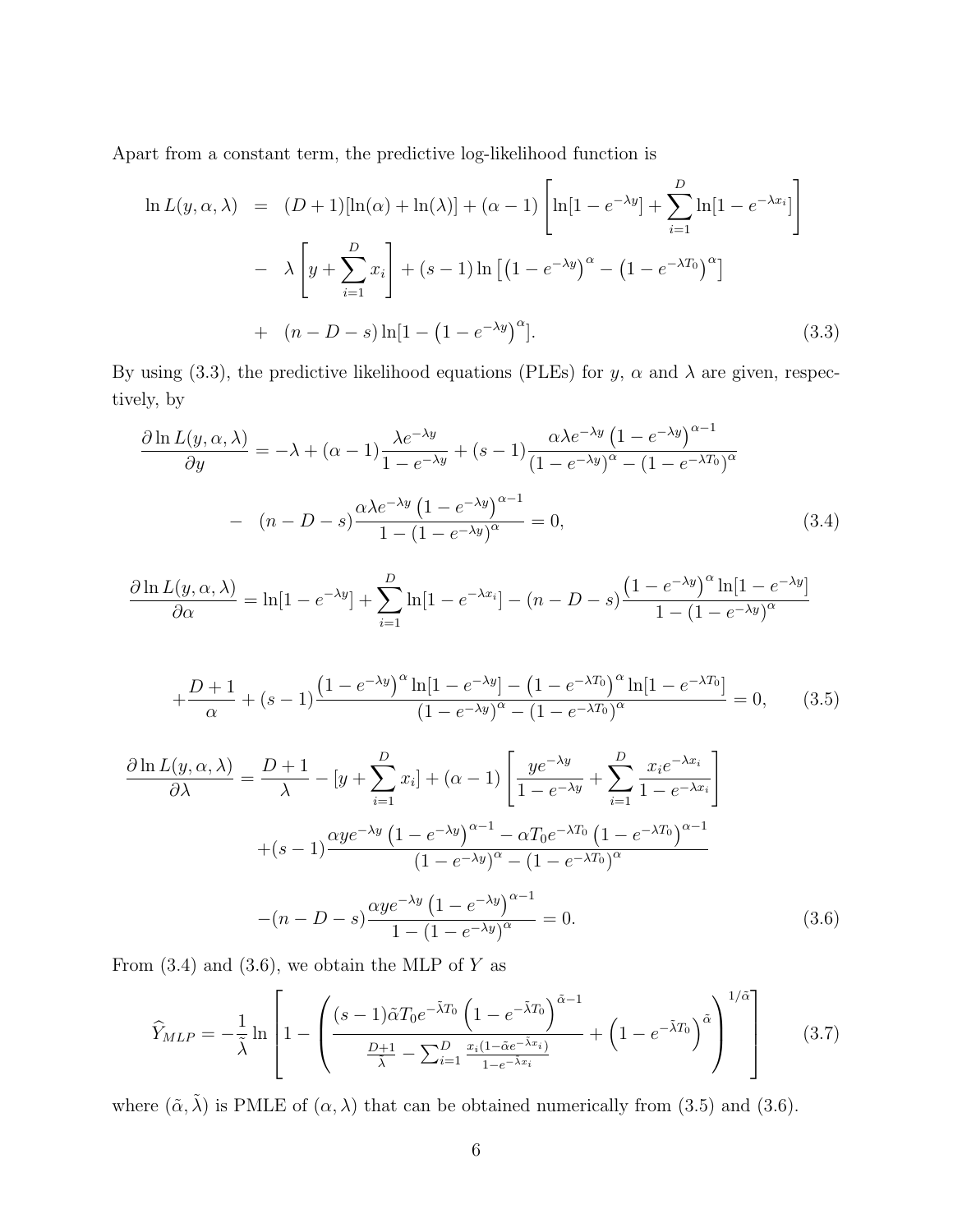Apart from a constant term, the predictive log-likelihood function is

$$
\begin{aligned}
\ln L(y,\alpha,\lambda) &= (D+1)[\ln(\alpha)+\ln(\lambda)] + (\alpha-1)\left[\ln[1-e^{-\lambda y}] + \sum_{i=1}^{D}\ln[1-e^{-\lambda x_i}]\right] \\
&- \lambda\left[y+\sum_{i=1}^{D}x_i\right] + (s-1)\ln\left[\left(1-e^{-\lambda y}\right)^{\alpha} - \left(1-e^{-\lambda T_0}\right)^{\alpha}\right] \\
&+ (n-D-s)\ln[1-\left(1-e^{-\lambda y}\right)^{\alpha}]. \qquad (3.3)
\end{aligned}
$$

By using (3.3), the predictive likelihood equations (PLEs) for $y$, $\alpha$ and $\lambda$ are given, respectively, by

$$
\begin{aligned}
\frac{\partial \ln L(y,\alpha,\lambda)}{\partial y} &= -\lambda + (\alpha-1)\frac{\lambda e^{-\lambda y}}{1-e^{-\lambda y}} + (s-1)\frac{\alpha\lambda e^{-\lambda y}\left(1-e^{-\lambda y}\right)^{\alpha-1}}{\left(1-e^{-\lambda y}\right)^{\alpha}-\left(1-e^{-\lambda T_0}\right)^{\alpha}} \\
&- (n-D-s)\frac{\alpha\lambda e^{-\lambda y}\left(1-e^{-\lambda y}\right)^{\alpha-1}}{1-\left(1-e^{-\lambda y}\right)^{\alpha}} = 0, \qquad (3.4)
\end{aligned}
$$

$$
\begin{aligned}
\frac{\partial \ln L(y,\alpha,\lambda)}{\partial \alpha} &= \ln[1-e^{-\lambda y}] + \sum_{i=1}^{D}\ln[1-e^{-\lambda x_i}] - (n-D-s)\frac{\left(1-e^{-\lambda y}\right)^{\alpha}\ln[1-e^{-\lambda y}]}{1-\left(1-e^{-\lambda y}\right)^{\alpha}} \\
&+\frac{D+1}{\alpha} + (s-1)\frac{\left(1-e^{-\lambda y}\right)^{\alpha}\ln[1-e^{-\lambda y}] - \left(1-e^{-\lambda T_0}\right)^{\alpha}\ln[1-e^{-\lambda T_0}]}{\left(1-e^{-\lambda y}\right)^{\alpha}-\left(1-e^{-\lambda T_0}\right)^{\alpha}} = 0, \qquad (3.5)
\end{aligned}
$$

$$
\begin{aligned}
\frac{\partial \ln L(y,\alpha,\lambda)}{\partial \lambda} &= \frac{D+1}{\lambda} - [y+\sum_{i=1}^{D}x_i] + (\alpha-1)\left[\frac{ye^{-\lambda y}}{1-e^{-\lambda y}} + \sum_{i=1}^{D}\frac{x_i e^{-\lambda x_i}}{1-e^{-\lambda x_i}}\right] \\
&+(s-1)\frac{\alpha y e^{-\lambda y}\left(1-e^{-\lambda y}\right)^{\alpha-1} - \alpha T_0 e^{-\lambda T_0}\left(1-e^{-\lambda T_0}\right)^{\alpha-1}}{\left(1-e^{-\lambda y}\right)^{\alpha}-\left(1-e^{-\lambda T_0}\right)^{\alpha}} \\
&-(n-D-s)\frac{\alpha y e^{-\lambda y}\left(1-e^{-\lambda y}\right)^{\alpha-1}}{1-\left(1-e^{-\lambda y}\right)^{\alpha}} = 0. \qquad (3.6)
\end{aligned}
$$

From (3.4) and (3.6), we obtain the MLP of $Y$ as

$$
\widehat{Y}_{MLP} = -\frac{1}{\tilde{\lambda}}\ln\left[1-\left(\frac{(s-1)\tilde{\alpha}T_0 e^{-\tilde{\lambda}T_0}\left(1-e^{-\tilde{\lambda}T_0}\right)^{\tilde{\alpha}-1}}{\frac{D+1}{\tilde{\lambda}} - \sum_{i=1}^{D}\frac{x_i(1-\tilde{\alpha}e^{-\tilde{\lambda}x_i})}{1-e^{-\tilde{\lambda}x_i}}} + \left(1-e^{-\tilde{\lambda}T_0}\right)^{\tilde{\alpha}}\right)^{1/\tilde{\alpha}}\right] \qquad (3.7)
$$

where $(\tilde{\alpha},\tilde{\lambda})$ is PMLE of $(\alpha,\lambda)$ that can be obtained numerically from (3.5) and (3.6).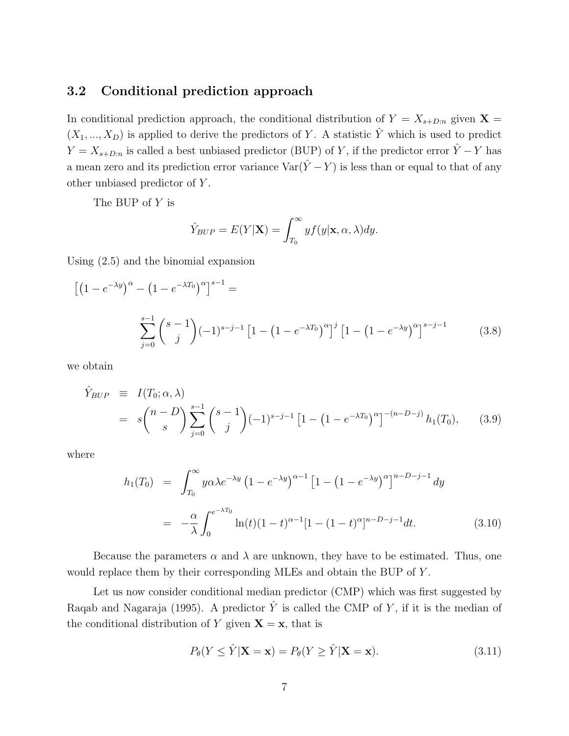### 3.2 Conditional prediction approach

In conditional prediction approach, the conditional distribution of $Y = X_{s+D:n}$ given $\mathbf{X} = (X_1, ..., X_D)$ is applied to derive the predictors of $Y$. A statistic $\hat{Y}$ which is used to predict $Y = X_{s+D:n}$ is called a best unbiased predictor (BUP) of $Y$, if the predictor error $\hat{Y} - Y$ has a mean zero and its prediction error variance $\mathrm{Var}(\hat{Y} - Y)$ is less than or equal to that of any other unbiased predictor of $Y$.

The BUP of $Y$ is

$$\hat{Y}_{BUP} = E(Y|\mathbf{X}) = \int_{T_0}^{\infty} y f(y|\mathbf{x}, \alpha, \lambda) dy.$$

Using (2.5) and the binomial expansion

$$\left[\left(1 - e^{-\lambda y}\right)^{\alpha} - \left(1 - e^{-\lambda T_0}\right)^{\alpha}\right]^{s-1} =$$

$$\sum_{j=0}^{s-1} \binom{s-1}{j} (-1)^{s-j-1} \left[1 - \left(1 - e^{-\lambda T_0}\right)^{\alpha}\right]^{j} \left[1 - \left(1 - e^{-\lambda y}\right)^{\alpha}\right]^{s-j-1} \tag{3.8}$$

we obtain

$$\begin{aligned} \hat{Y}_{BUP} &\equiv I(T_0; \alpha, \lambda) \\ &= s\binom{n-D}{s} \sum_{j=0}^{s-1} \binom{s-1}{j} (-1)^{s-j-1} \left[1 - \left(1 - e^{-\lambda T_0}\right)^{\alpha}\right]^{-(n-D-j)} h_1(T_0), \end{aligned} \tag{3.9}$$

where

$$\begin{aligned} h_1(T_0) &= \int_{T_0}^{\infty} y \alpha \lambda e^{-\lambda y} \left(1 - e^{-\lambda y}\right)^{\alpha-1} \left[1 - \left(1 - e^{-\lambda y}\right)^{\alpha}\right]^{n-D-j-1} dy \\ &= -\frac{\alpha}{\lambda} \int_{0}^{e^{-\lambda T_0}} \ln(t)(1-t)^{\alpha-1}[1 - (1-t)^{\alpha}]^{n-D-j-1} dt. \end{aligned} \tag{3.10}$$

Because the parameters $\alpha$ and $\lambda$ are unknown, they have to be estimated. Thus, one would replace them by their corresponding MLEs and obtain the BUP of $Y$.

Let us now consider conditional median predictor (CMP) which was first suggested by Raqab and Nagaraja (1995). A predictor $\hat{Y}$ is called the CMP of $Y$, if it is the median of the conditional distribution of $Y$ given $\mathbf{X} = \mathbf{x}$, that is

$$P_{\theta}(Y \leq \hat{Y}|\mathbf{X} = \mathbf{x}) = P_{\theta}(Y \geq \hat{Y}|\mathbf{X} = \mathbf{x}). \tag{3.11}$$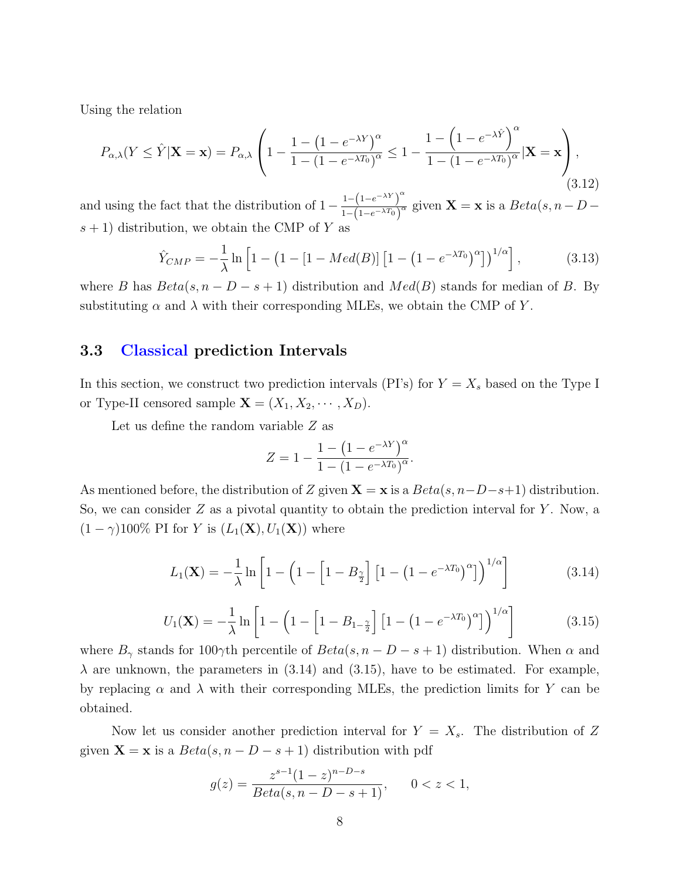Using the relation

$$P_{\alpha,\lambda}(Y \leq \hat{Y}|\mathbf{X}=\mathbf{x}) = P_{\alpha,\lambda}\left(1 - \frac{1-\left(1-e^{-\lambda Y}\right)^{\alpha}}{1-\left(1-e^{-\lambda T_0}\right)^{\alpha}} \leq 1 - \frac{1-\left(1-e^{-\lambda \hat{Y}}\right)^{\alpha}}{1-\left(1-e^{-\lambda T_0}\right)^{\alpha}}|\mathbf{X}=\mathbf{x}\right), \tag{3.12}$$

and using the fact that the distribution of $1 - \frac{1-\left(1-e^{-\lambda Y}\right)^{\alpha}}{1-\left(1-e^{-\lambda T_0}\right)^{\alpha}}$ given $\mathbf{X}=\mathbf{x}$ is a $Beta(s, n-D-s+1)$ distribution, we obtain the CMP of $Y$ as

$$\hat{Y}_{CMP} = -\frac{1}{\lambda}\ln\left[1 - \left(1 - [1 - Med(B)]\left[1-\left(1-e^{-\lambda T_0}\right)^{\alpha}\right]\right)^{1/\alpha}\right], \tag{3.13}$$

where $B$ has $Beta(s, n-D-s+1)$ distribution and $Med(B)$ stands for median of $B$. By substituting $\alpha$ and $\lambda$ with their corresponding MLEs, we obtain the CMP of $Y$.

### 3.3 Classical prediction Intervals

In this section, we construct two prediction intervals (PI's) for $Y = X_s$ based on the Type I or Type-II censored sample $\mathbf{X} = (X_1, X_2, \cdots, X_D)$.

Let us define the random variable $Z$ as

$$Z = 1 - \frac{1-\left(1-e^{-\lambda Y}\right)^{\alpha}}{1-\left(1-e^{-\lambda T_0}\right)^{\alpha}}.$$

As mentioned before, the distribution of $Z$ given $\mathbf{X}=\mathbf{x}$ is a $Beta(s, n-D-s+1)$ distribution. So, we can consider $Z$ as a pivotal quantity to obtain the prediction interval for $Y$. Now, a $(1-\gamma)100\%$ PI for $Y$ is $(L_1(\mathbf{X}), U_1(\mathbf{X}))$ where

$$L_1(\mathbf{X}) = -\frac{1}{\lambda}\ln\left[1 - \left(1 - \left[1 - B_{\frac{\gamma}{2}}\right]\left[1-\left(1-e^{-\lambda T_0}\right)^{\alpha}\right]\right)^{1/\alpha}\right] \tag{3.14}$$

$$U_1(\mathbf{X}) = -\frac{1}{\lambda}\ln\left[1 - \left(1 - \left[1 - B_{1-\frac{\gamma}{2}}\right]\left[1-\left(1-e^{-\lambda T_0}\right)^{\alpha}\right]\right)^{1/\alpha}\right] \tag{3.15}$$

where $B_\gamma$ stands for $100\gamma$th percentile of $Beta(s, n-D-s+1)$ distribution. When $\alpha$ and $\lambda$ are unknown, the parameters in (3.14) and (3.15), have to be estimated. For example, by replacing $\alpha$ and $\lambda$ with their corresponding MLEs, the prediction limits for $Y$ can be obtained.

Now let us consider another prediction interval for $Y = X_s$. The distribution of $Z$ given $\mathbf{X}=\mathbf{x}$ is a $Beta(s, n-D-s+1)$ distribution with pdf

$$g(z) = \frac{z^{s-1}(1-z)^{n-D-s}}{Beta(s, n-D-s+1)}, \qquad 0 < z < 1,$$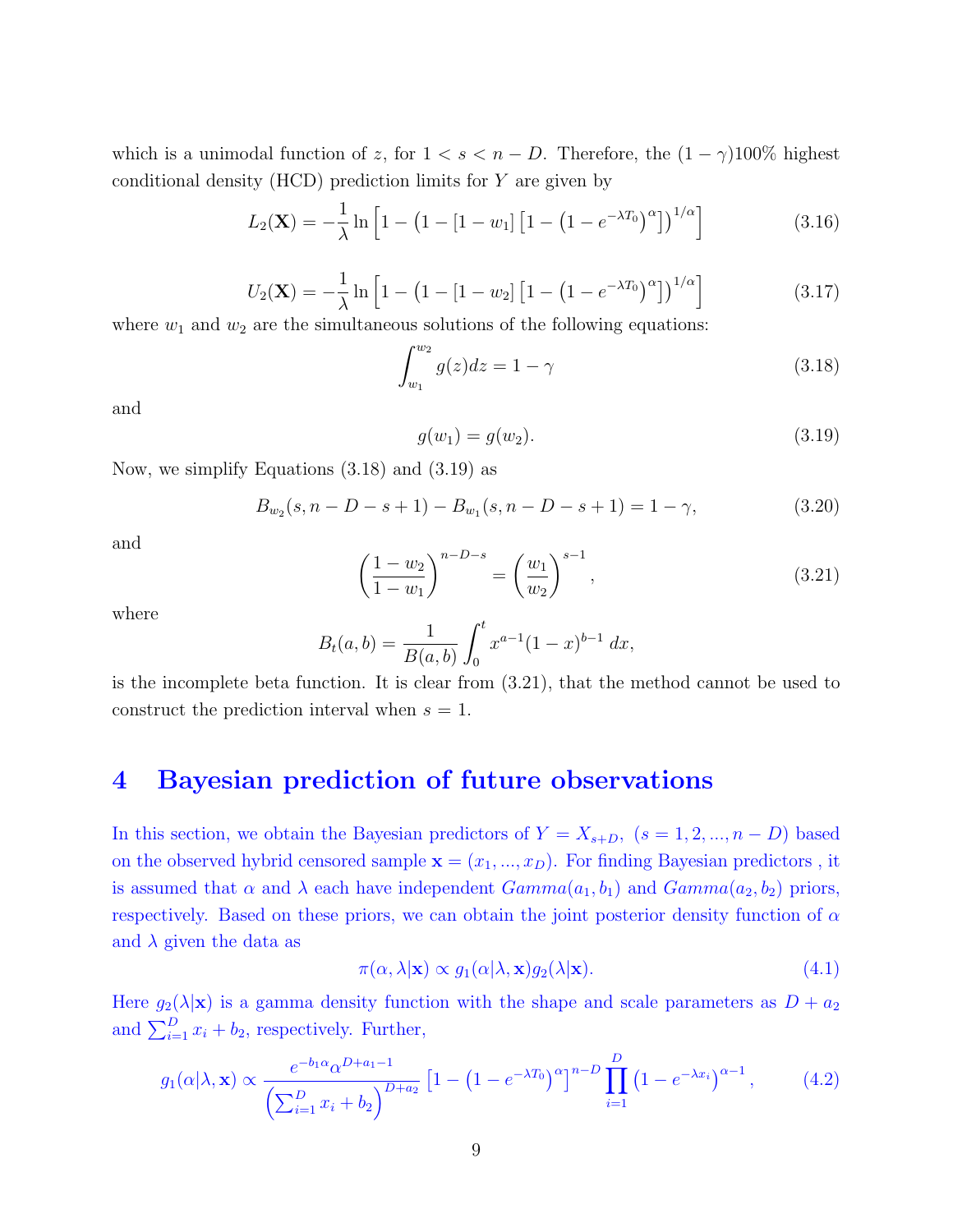which is a unimodal function of $z$, for $1 < s < n - D$. Therefore, the $(1-\gamma)100\%$ highest conditional density (HCD) prediction limits for $Y$ are given by

$$L_2(\mathbf{X}) = -\frac{1}{\lambda} \ln \left[ 1 - \left(1 - [1 - w_1] \left[1 - \left(1 - e^{-\lambda T_0}\right)^{\alpha}\right]\right)^{1/\alpha} \right] \tag{3.16}$$

$$U_2(\mathbf{X}) = -\frac{1}{\lambda} \ln \left[ 1 - \left(1 - [1 - w_2] \left[1 - \left(1 - e^{-\lambda T_0}\right)^{\alpha}\right]\right)^{1/\alpha} \right] \tag{3.17}$$

where $w_1$ and $w_2$ are the simultaneous solutions of the following equations:

$$\int_{w_1}^{w_2} g(z)dz = 1 - \gamma \tag{3.18}$$

and

$$g(w_1) = g(w_2). \tag{3.19}$$

Now, we simplify Equations (3.18) and (3.19) as

$$B_{w_2}(s, n - D - s + 1) - B_{w_1}(s, n - D - s + 1) = 1 - \gamma, \tag{3.20}$$

and

$$\left(\frac{1 - w_2}{1 - w_1}\right)^{n-D-s} = \left(\frac{w_1}{w_2}\right)^{s-1}, \tag{3.21}$$

where

$$B_t(a, b) = \frac{1}{B(a, b)} \int_0^t x^{a-1}(1 - x)^{b-1}\, dx,$$

is the incomplete beta function. It is clear from (3.21), that the method cannot be used to construct the prediction interval when $s = 1$.

# 4 Bayesian prediction of future observations

In this section, we obtain the Bayesian predictors of $Y = X_{s+D},\ (s = 1, 2, ..., n - D)$ based on the observed hybrid censored sample $\mathbf{x} = (x_1, ..., x_D)$. For finding Bayesian predictors , it is assumed that $\alpha$ and $\lambda$ each have independent $Gamma(a_1, b_1)$ and $Gamma(a_2, b_2)$ priors, respectively. Based on these priors, we can obtain the joint posterior density function of $\alpha$ and $\lambda$ given the data as

$$\pi(\alpha, \lambda|\mathbf{x}) \propto g_1(\alpha|\lambda, \mathbf{x})g_2(\lambda|\mathbf{x}). \tag{4.1}$$

Here $g_2(\lambda|\mathbf{x})$ is a gamma density function with the shape and scale parameters as $D + a_2$ and $\sum_{i=1}^{D} x_i + b_2$, respectively. Further,

$$g_1(\alpha|\lambda, \mathbf{x}) \propto \frac{e^{-b_1\alpha}\alpha^{D+a_1-1}}{\left(\sum_{i=1}^{D} x_i + b_2\right)^{D+a_2}} \left[1 - \left(1 - e^{-\lambda T_0}\right)^{\alpha}\right]^{n-D} \prod_{i=1}^{D} \left(1 - e^{-\lambda x_i}\right)^{\alpha-1}, \tag{4.2}$$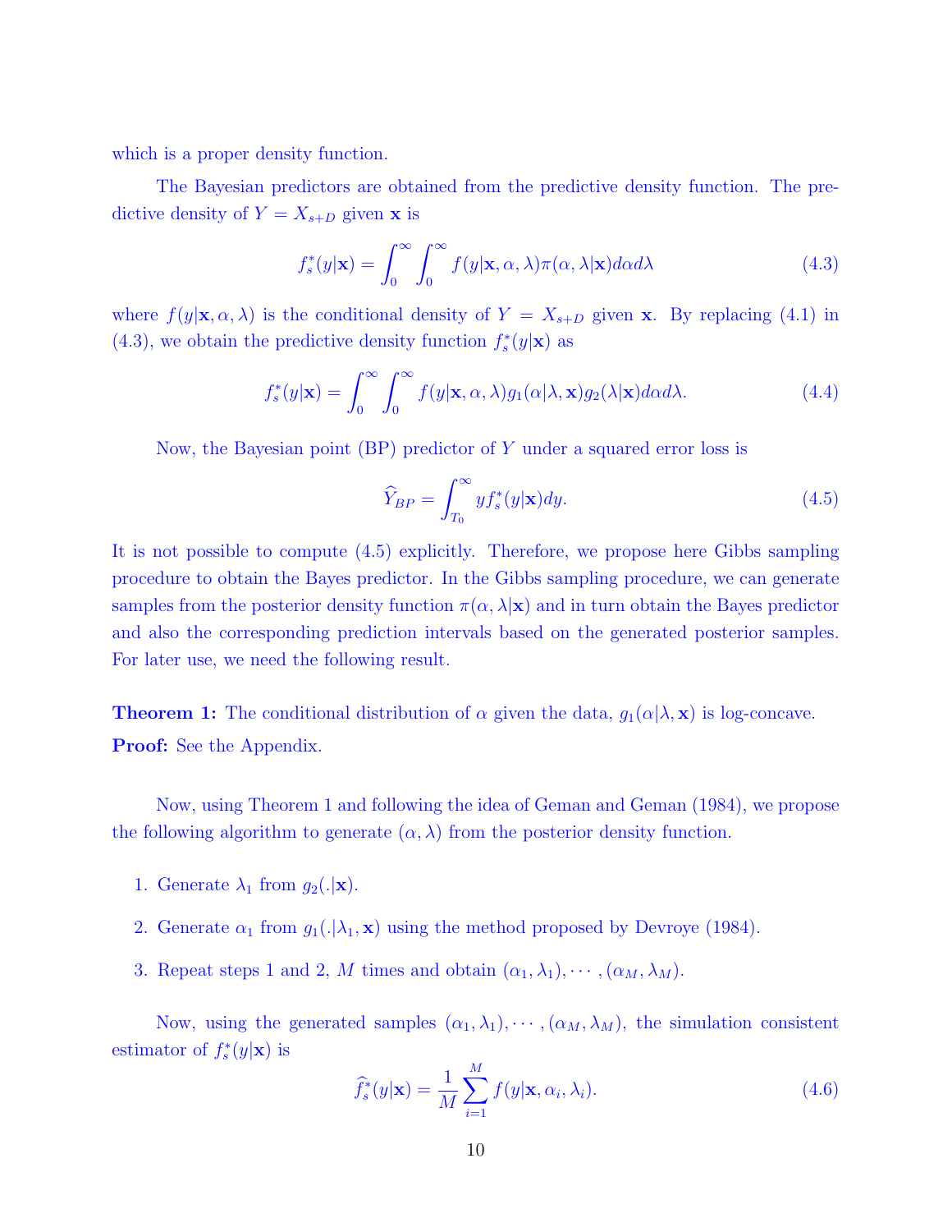which is a proper density function.

The Bayesian predictors are obtained from the predictive density function. The predictive density of $Y = X_{s+D}$ given $\mathbf{x}$ is

$$f_s^*(y|\mathbf{x}) = \int_0^\infty \int_0^\infty f(y|\mathbf{x}, \alpha, \lambda)\pi(\alpha, \lambda|\mathbf{x}) d\alpha d\lambda \tag{4.3}$$

where $f(y|\mathbf{x}, \alpha, \lambda)$ is the conditional density of $Y = X_{s+D}$ given $\mathbf{x}$. By replacing (4.1) in (4.3), we obtain the predictive density function $f_s^*(y|\mathbf{x})$ as

$$f_s^*(y|\mathbf{x}) = \int_0^\infty \int_0^\infty f(y|\mathbf{x}, \alpha, \lambda) g_1(\alpha|\lambda, \mathbf{x}) g_2(\lambda|\mathbf{x}) d\alpha d\lambda. \tag{4.4}$$

Now, the Bayesian point (BP) predictor of $Y$ under a squared error loss is

$$\widehat{Y}_{BP} = \int_{T_0}^\infty y f_s^*(y|\mathbf{x}) dy. \tag{4.5}$$

It is not possible to compute (4.5) explicitly. Therefore, we propose here Gibbs sampling procedure to obtain the Bayes predictor. In the Gibbs sampling procedure, we can generate samples from the posterior density function $\pi(\alpha, \lambda|\mathbf{x})$ and in turn obtain the Bayes predictor and also the corresponding prediction intervals based on the generated posterior samples. For later use, we need the following result.

**Theorem 1:** The conditional distribution of $\alpha$ given the data, $g_1(\alpha|\lambda, \mathbf{x})$ is log-concave.
**Proof:** See the Appendix.

Now, using Theorem 1 and following the idea of Geman and Geman (1984), we propose the following algorithm to generate $(\alpha, \lambda)$ from the posterior density function.

1. Generate $\lambda_1$ from $g_2(.|\mathbf{x})$.
2. Generate $\alpha_1$ from $g_1(.|\lambda_1, \mathbf{x})$ using the method proposed by Devroye (1984).
3. Repeat steps 1 and 2, $M$ times and obtain $(\alpha_1, \lambda_1), \cdots, (\alpha_M, \lambda_M)$.

Now, using the generated samples $(\alpha_1, \lambda_1), \cdots, (\alpha_M, \lambda_M)$, the simulation consistent estimator of $f_s^*(y|\mathbf{x})$ is

$$\widehat{f}_s^*(y|\mathbf{x}) = \frac{1}{M} \sum_{i=1}^M f(y|\mathbf{x}, \alpha_i, \lambda_i). \tag{4.6}$$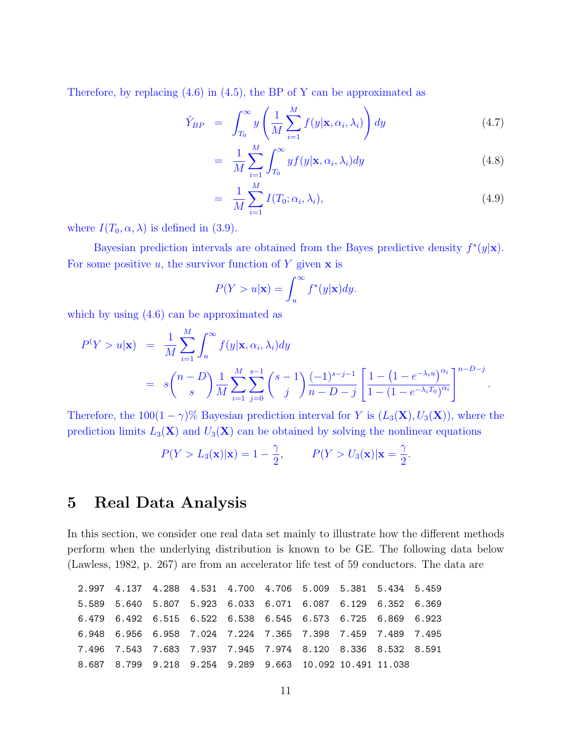Therefore, by replacing (4.6) in (4.5), the BP of Y can be approximated as

$$
\begin{aligned}
\hat{Y}_{BP} &= \int_{T_0}^{\infty} y \left( \frac{1}{M} \sum_{i=1}^{M} f(y|\mathbf{x}, \alpha_i, \lambda_i) \right) dy && (4.7) \\
&= \frac{1}{M} \sum_{i=1}^{M} \int_{T_0}^{\infty} y f(y|\mathbf{x}, \alpha_i, \lambda_i) dy && (4.8) \\
&= \frac{1}{M} \sum_{i=1}^{M} I(T_0; \alpha_i, \lambda_i), && (4.9)
\end{aligned}
$$

where $I(T_0, \alpha, \lambda)$ is defined in (3.9).

Bayesian prediction intervals are obtained from the Bayes predictive density $f^*(y|\mathbf{x})$. For some positive $u$, the survivor function of $Y$ given $\mathbf{x}$ is

$$
P(Y > u|\mathbf{x}) = \int_u^{\infty} f^*(y|\mathbf{x}) dy.
$$

which by using (4.6) can be approximated as

$$
\begin{aligned}
P^(Y > u|\mathbf{x}) &= \frac{1}{M} \sum_{i=1}^{M} \int_u^{\infty} f(y|\mathbf{x}, \alpha_i, \lambda_i) dy \\
&= s\binom{n-D}{s} \frac{1}{M} \sum_{i=1}^{M} \sum_{j=0}^{s-1} \binom{s-1}{j} \frac{(-1)^{s-j-1}}{n-D-j} \left[ \frac{1-\left(1-e^{-\lambda_i u}\right)^{\alpha_i}}{1-\left(1-e^{-\lambda_i T_0}\right)^{\alpha_i}} \right]^{n-D-j}.
\end{aligned}
$$

Therefore, the $100(1-\gamma)\%$ Bayesian prediction interval for $Y$ is $(L_3(\mathbf{X}), U_3(\mathbf{X}))$, where the prediction limits $L_3(\mathbf{X})$ and $U_3(\mathbf{X})$ can be obtained by solving the nonlinear equations

$$
P(Y > L_3(\mathbf{x})|\mathbf{x}) = 1 - \frac{\gamma}{2}, \qquad P(Y > U_3(\mathbf{x})|\mathbf{x} = \frac{\gamma}{2}.
$$

# 5 Real Data Analysis

In this section, we consider one real data set mainly to illustrate how the different methods perform when the underlying distribution is known to be GE. The following data below (Lawless, 1982, p. 267) are from an accelerator life test of 59 conductors. The data are

```
2.997  4.137  4.288  4.531  4.700  4.706  5.009  5.381  5.434  5.459
5.589  5.640  5.807  5.923  6.033  6.071  6.087  6.129  6.352  6.369
6.479  6.492  6.515  6.522  6.538  6.545  6.573  6.725  6.869  6.923
6.948  6.956  6.958  7.024  7.224  7.365  7.398  7.459  7.489  7.495
7.496  7.543  7.683  7.937  7.945  7.974  8.120  8.336  8.532  8.591
8.687  8.799  9.218  9.254  9.289  9.663  10.092 10.491 11.038
```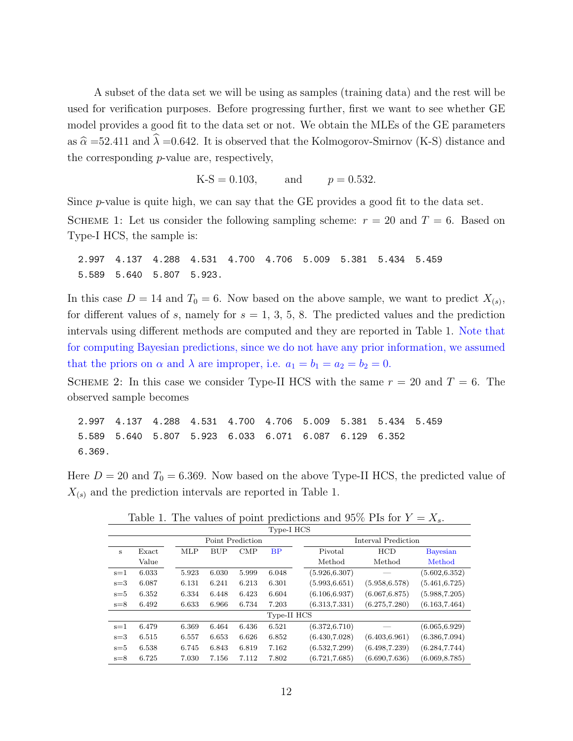A subset of the data set we will be using as samples (training data) and the rest will be used for verification purposes. Before progressing further, first we want to see whether GE model provides a good fit to the data set or not. We obtain the MLEs of the GE parameters as $\widehat{\alpha}$ =52.411 and $\widehat{\lambda}$ =0.642. It is observed that the Kolmogorov-Smirnov (K-S) distance and the corresponding $p$-value are, respectively,

$$\text{K-S} = 0.103, \qquad \text{and} \qquad p = 0.532.$$

Since $p$-value is quite high, we can say that the GE provides a good fit to the data set.

Scheme 1: Let us consider the following sampling scheme: $r = 20$ and $T = 6$. Based on Type-I HCS, the sample is:

```
2.997  4.137  4.288  4.531  4.700  4.706  5.009  5.381  5.434  5.459
5.589  5.640  5.807  5.923.
```

In this case $D = 14$ and $T_0 = 6$. Now based on the above sample, we want to predict $X_{(s)}$, for different values of $s$, namely for $s$ = 1, 3, 5, 8. The predicted values and the prediction intervals using different methods are computed and they are reported in Table 1. Note that for computing Bayesian predictions, since we do not have any prior information, we assumed that the priors on $\alpha$ and $\lambda$ are improper, i.e. $a_1 = b_1 = a_2 = b_2 = 0$.

Scheme 2: In this case we consider Type-II HCS with the same $r = 20$ and $T = 6$. The observed sample becomes

```
2.997  4.137  4.288  4.531  4.700  4.706  5.009  5.381  5.434  5.459
5.589  5.640  5.807  5.923  6.033  6.071  6.087  6.129  6.352
6.369.
```

Here $D = 20$ and $T_0 = 6.369$. Now based on the above Type-II HCS, the predicted value of $X_{(s)}$ and the prediction intervals are reported in Table 1.

Table 1. The values of point predictions and 95% PIs for $Y = X_s$.

| s | Exact Value | Point Prediction | | | | Interval Prediction | | |
|---|---|---|---|---|---|---|---|---|
| | | MLP | BUP | CMP | BP | Pivotal Method | HCD Method | Bayesian Method |
| **Type-I HCS** | | | | | | | | |
| s=1 | 6.033 | 5.923 | 6.030 | 5.999 | 6.048 | (5.926,6.307) | — | (5.602,6.352) |
| s=3 | 6.087 | 6.131 | 6.241 | 6.213 | 6.301 | (5.993,6.651) | (5.958,6.578) | (5.461,6.725) |
| s=5 | 6.352 | 6.334 | 6.448 | 6.423 | 6.604 | (6.106,6.937) | (6.067,6.875) | (5.988,7.205) |
| s=8 | 6.492 | 6.633 | 6.966 | 6.734 | 7.203 | (6.313,7.331) | (6.275,7.280) | (6.163,7.464) |
| **Type-II HCS** | | | | | | | | |
| s=1 | 6.479 | 6.369 | 6.464 | 6.436 | 6.521 | (6.372,6.710) | — | (6.065,6.929) |
| s=3 | 6.515 | 6.557 | 6.653 | 6.626 | 6.852 | (6.430,7.028) | (6.403,6.961) | (6.386,7.094) |
| s=5 | 6.538 | 6.745 | 6.843 | 6.819 | 7.162 | (6.532,7.299) | (6.498,7.239) | (6.284,7.744) |
| s=8 | 6.725 | 7.030 | 7.156 | 7.112 | 7.802 | (6.721,7.685) | (6.690,7.636) | (6.069,8.785) |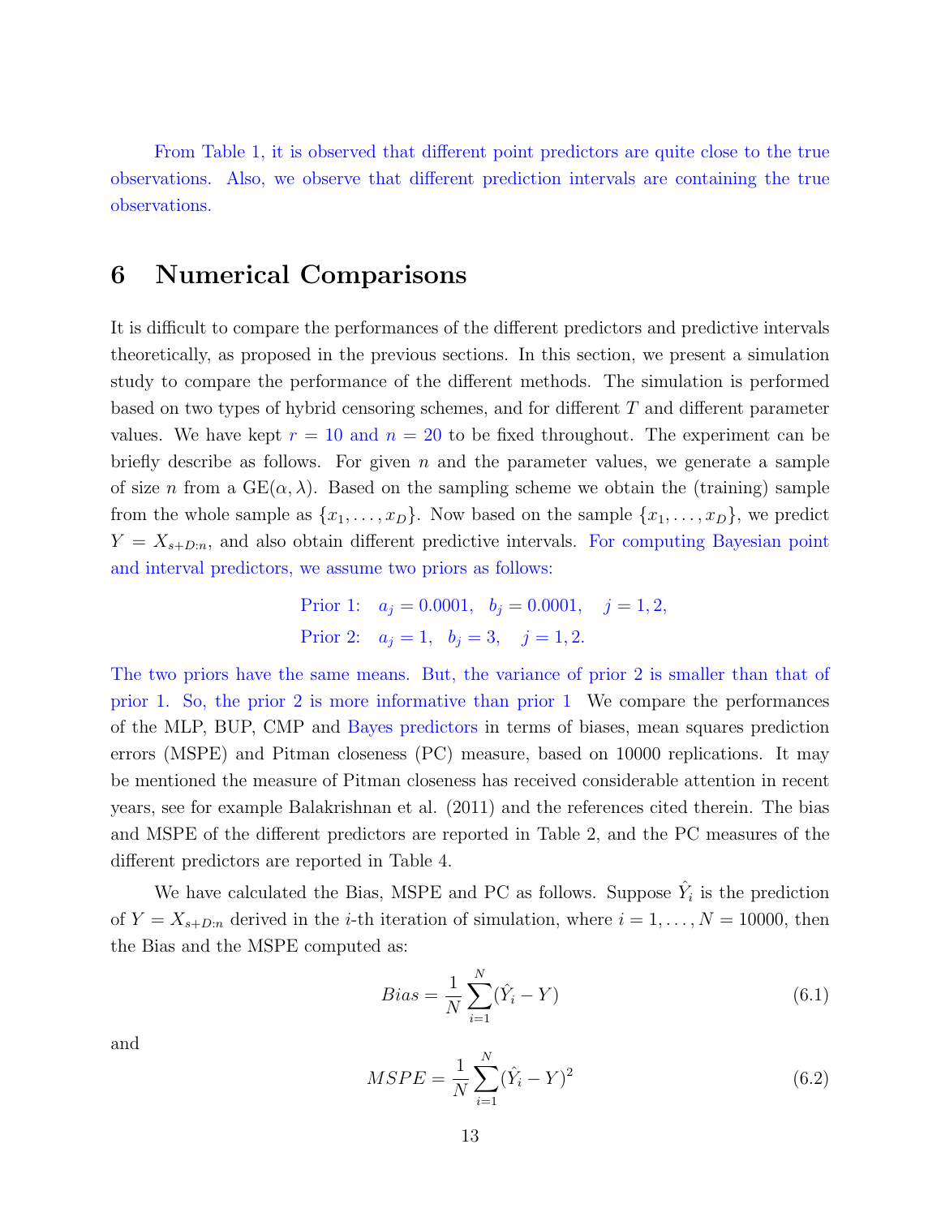From Table 1, it is observed that different point predictors are quite close to the true observations. Also, we observe that different prediction intervals are containing the true observations.

# 6 Numerical Comparisons

It is difficult to compare the performances of the different predictors and predictive intervals theoretically, as proposed in the previous sections. In this section, we present a simulation study to compare the performance of the different methods. The simulation is performed based on two types of hybrid censoring schemes, and for different $T$ and different parameter values. We have kept $r = 10$ and $n = 20$ to be fixed throughout. The experiment can be briefly describe as follows. For given $n$ and the parameter values, we generate a sample of size $n$ from a GE$(\alpha, \lambda)$. Based on the sampling scheme we obtain the (training) sample from the whole sample as $\{x_1, \ldots, x_D\}$. Now based on the sample $\{x_1, \ldots, x_D\}$, we predict $Y = X_{s+D:n}$, and also obtain different predictive intervals. For computing Bayesian point and interval predictors, we assume two priors as follows:

$$\text{Prior 1:} \quad a_j = 0.0001, \quad b_j = 0.0001, \quad j = 1, 2,$$
$$\text{Prior 2:} \quad a_j = 1, \quad b_j = 3, \quad j = 1, 2.$$

The two priors have the same means. But, the variance of prior 2 is smaller than that of prior 1. So, the prior 2 is more informative than prior 1 We compare the performances of the MLP, BUP, CMP and Bayes predictors in terms of biases, mean squares prediction errors (MSPE) and Pitman closeness (PC) measure, based on 10000 replications. It may be mentioned the measure of Pitman closeness has received considerable attention in recent years, see for example Balakrishnan et al. (2011) and the references cited therein. The bias and MSPE of the different predictors are reported in Table 2, and the PC measures of the different predictors are reported in Table 4.

We have calculated the Bias, MSPE and PC as follows. Suppose $\hat{Y}_i$ is the prediction of $Y = X_{s+D:n}$ derived in the $i$-th iteration of simulation, where $i = 1, \ldots, N = 10000$, then the Bias and the MSPE computed as:

$$Bias = \frac{1}{N} \sum_{i=1}^{N} (\hat{Y}_i - Y) \tag{6.1}$$

and

$$MSPE = \frac{1}{N} \sum_{i=1}^{N} (\hat{Y}_i - Y)^2 \tag{6.2}$$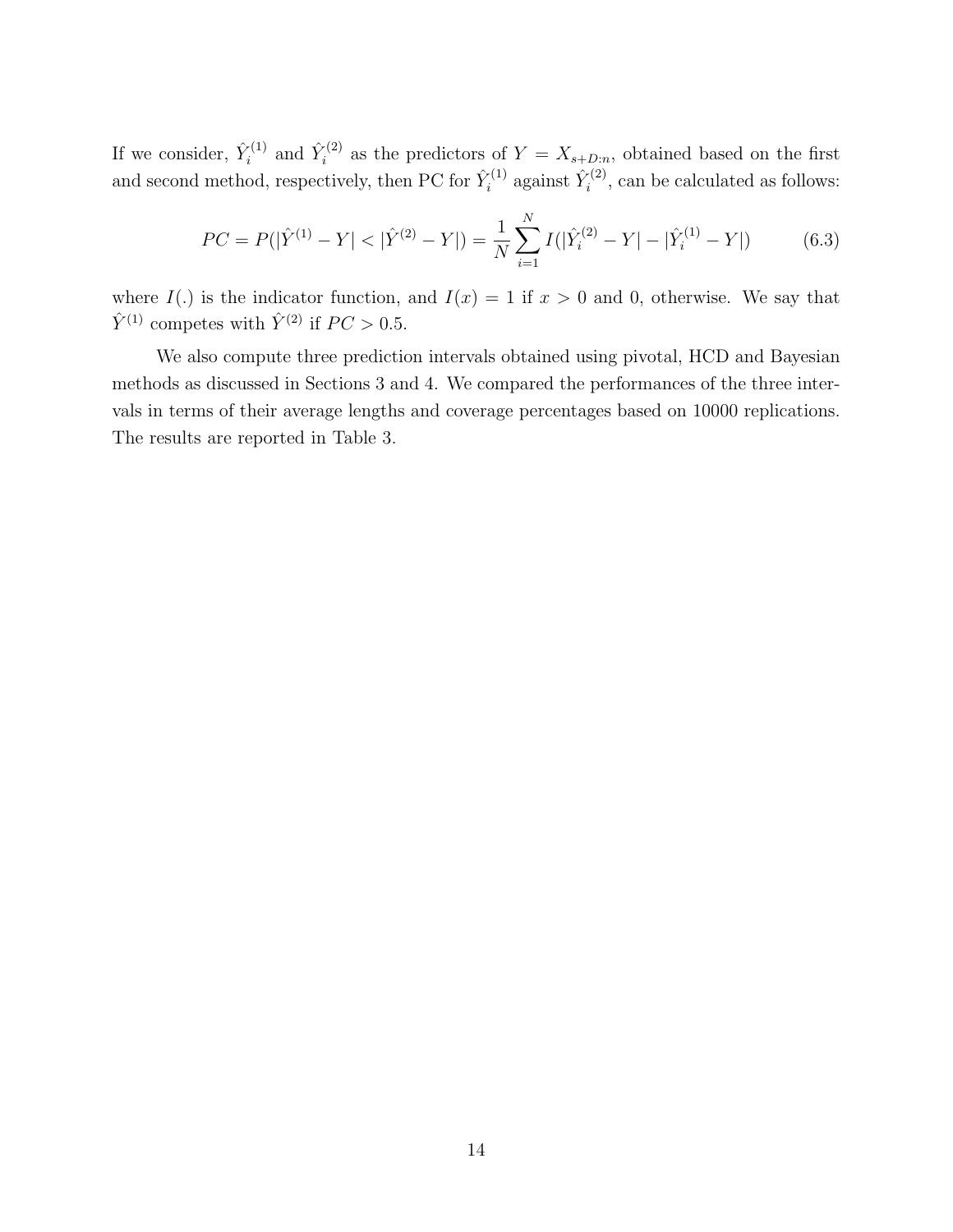If we consider, $\hat{Y}_i^{(1)}$ and $\hat{Y}_i^{(2)}$ as the predictors of $Y = X_{s+D:n}$, obtained based on the first and second method, respectively, then PC for $\hat{Y}_i^{(1)}$ against $\hat{Y}_i^{(2)}$, can be calculated as follows:

$$PC = P(|\hat{Y}^{(1)} - Y| < |\hat{Y}^{(2)} - Y|) = \frac{1}{N}\sum_{i=1}^{N} I(|\hat{Y}_i^{(2)} - Y| - |\hat{Y}_i^{(1)} - Y|) \tag{6.3}$$

where $I(.)$ is the indicator function, and $I(x) = 1$ if $x > 0$ and 0, otherwise. We say that $\hat{Y}^{(1)}$ competes with $\hat{Y}^{(2)}$ if $PC > 0.5$.

We also compute three prediction intervals obtained using pivotal, HCD and Bayesian methods as discussed in Sections 3 and 4. We compared the performances of the three intervals in terms of their average lengths and coverage percentages based on 10000 replications. The results are reported in Table 3.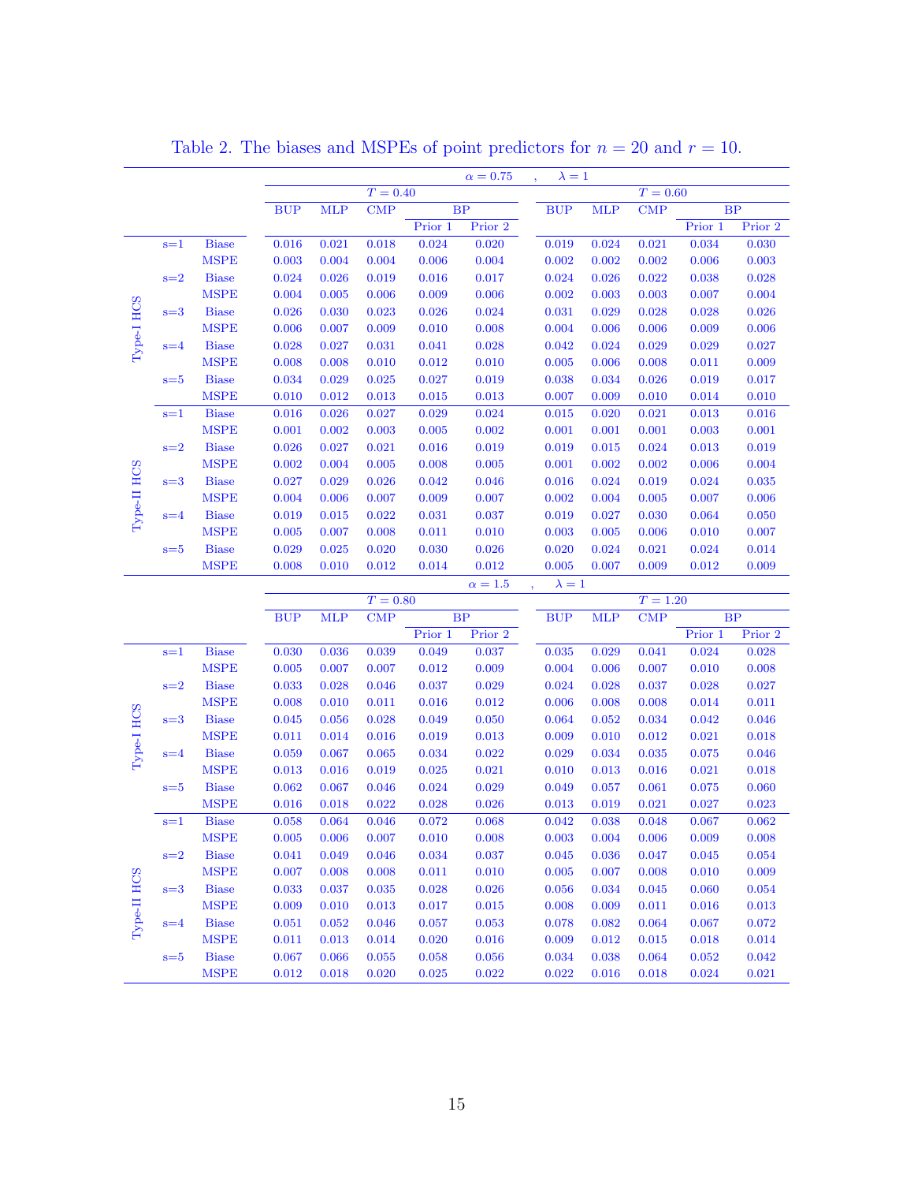Table 2. The biases and MSPEs of point predictors for $n = 20$ and $r = 10$.

| | | | $\alpha = 0.75$ , $\lambda = 1$ | | | | | | | | | |
|---|---|---|---|---|---|---|---|---|---|---|---|---|
| | | | $T = 0.40$ | | | | | $T = 0.60$ | | | | |
| | | | BUP | MLP | CMP | BP | | BUP | MLP | CMP | BP | |
| | | | | | | Prior 1 | Prior 2 | | | | Prior 1 | Prior 2 |
| Type-I HCS | s=1 | Biase | 0.016 | 0.021 | 0.018 | 0.024 | 0.020 | 0.019 | 0.024 | 0.021 | 0.034 | 0.030 |
| | | MSPE | 0.003 | 0.004 | 0.004 | 0.006 | 0.004 | 0.002 | 0.002 | 0.002 | 0.006 | 0.003 |
| | s=2 | Biase | 0.024 | 0.026 | 0.019 | 0.016 | 0.017 | 0.024 | 0.026 | 0.022 | 0.038 | 0.028 |
| | | MSPE | 0.004 | 0.005 | 0.006 | 0.009 | 0.006 | 0.002 | 0.003 | 0.003 | 0.007 | 0.004 |
| | s=3 | Biase | 0.026 | 0.030 | 0.023 | 0.026 | 0.024 | 0.031 | 0.029 | 0.028 | 0.028 | 0.026 |
| | | MSPE | 0.006 | 0.007 | 0.009 | 0.010 | 0.008 | 0.004 | 0.006 | 0.006 | 0.009 | 0.006 |
| | s=4 | Biase | 0.028 | 0.027 | 0.031 | 0.041 | 0.028 | 0.042 | 0.024 | 0.029 | 0.029 | 0.027 |
| | | MSPE | 0.008 | 0.008 | 0.010 | 0.012 | 0.010 | 0.005 | 0.006 | 0.008 | 0.011 | 0.009 |
| | s=5 | Biase | 0.034 | 0.029 | 0.025 | 0.027 | 0.019 | 0.038 | 0.034 | 0.026 | 0.019 | 0.017 |
| | | MSPE | 0.010 | 0.012 | 0.013 | 0.015 | 0.013 | 0.007 | 0.009 | 0.010 | 0.014 | 0.010 |
| Type-II HCS | s=1 | Biase | 0.016 | 0.026 | 0.027 | 0.029 | 0.024 | 0.015 | 0.020 | 0.021 | 0.013 | 0.016 |
| | | MSPE | 0.001 | 0.002 | 0.003 | 0.005 | 0.002 | 0.001 | 0.001 | 0.001 | 0.003 | 0.001 |
| | s=2 | Biase | 0.026 | 0.027 | 0.021 | 0.016 | 0.019 | 0.019 | 0.015 | 0.024 | 0.013 | 0.019 |
| | | MSPE | 0.002 | 0.004 | 0.005 | 0.008 | 0.005 | 0.001 | 0.002 | 0.002 | 0.006 | 0.004 |
| | s=3 | Biase | 0.027 | 0.029 | 0.026 | 0.042 | 0.046 | 0.016 | 0.024 | 0.019 | 0.024 | 0.035 |
| | | MSPE | 0.004 | 0.006 | 0.007 | 0.009 | 0.007 | 0.002 | 0.004 | 0.005 | 0.007 | 0.006 |
| | s=4 | Biase | 0.019 | 0.015 | 0.022 | 0.031 | 0.037 | 0.019 | 0.027 | 0.030 | 0.064 | 0.050 |
| | | MSPE | 0.005 | 0.007 | 0.008 | 0.011 | 0.010 | 0.003 | 0.005 | 0.006 | 0.010 | 0.007 |
| | s=5 | Biase | 0.029 | 0.025 | 0.020 | 0.030 | 0.026 | 0.020 | 0.024 | 0.021 | 0.024 | 0.014 |
| | | MSPE | 0.008 | 0.010 | 0.012 | 0.014 | 0.012 | 0.005 | 0.007 | 0.009 | 0.012 | 0.009 |
| | | | $\alpha = 1.5$ , $\lambda = 1$ | | | | | | | | | |
| | | | $T = 0.80$ | | | | | $T = 1.20$ | | | | |
| | | | BUP | MLP | CMP | BP | | BUP | MLP | CMP | BP | |
| | | | | | | Prior 1 | Prior 2 | | | | Prior 1 | Prior 2 |
| Type-I HCS | s=1 | Biase | 0.030 | 0.036 | 0.039 | 0.049 | 0.037 | 0.035 | 0.029 | 0.041 | 0.024 | 0.028 |
| | | MSPE | 0.005 | 0.007 | 0.007 | 0.012 | 0.009 | 0.004 | 0.006 | 0.007 | 0.010 | 0.008 |
| | s=2 | Biase | 0.033 | 0.028 | 0.046 | 0.037 | 0.029 | 0.024 | 0.028 | 0.037 | 0.028 | 0.027 |
| | | MSPE | 0.008 | 0.010 | 0.011 | 0.016 | 0.012 | 0.006 | 0.008 | 0.008 | 0.014 | 0.011 |
| | s=3 | Biase | 0.045 | 0.056 | 0.028 | 0.049 | 0.050 | 0.064 | 0.052 | 0.034 | 0.042 | 0.046 |
| | | MSPE | 0.011 | 0.014 | 0.016 | 0.019 | 0.013 | 0.009 | 0.010 | 0.012 | 0.021 | 0.018 |
| | s=4 | Biase | 0.059 | 0.067 | 0.065 | 0.034 | 0.022 | 0.029 | 0.034 | 0.035 | 0.075 | 0.046 |
| | | MSPE | 0.013 | 0.016 | 0.019 | 0.025 | 0.021 | 0.010 | 0.013 | 0.016 | 0.021 | 0.018 |
| | s=5 | Biase | 0.062 | 0.067 | 0.046 | 0.024 | 0.029 | 0.049 | 0.057 | 0.061 | 0.075 | 0.060 |
| | | MSPE | 0.016 | 0.018 | 0.022 | 0.028 | 0.026 | 0.013 | 0.019 | 0.021 | 0.027 | 0.023 |
| Type-II HCS | s=1 | Biase | 0.058 | 0.064 | 0.046 | 0.072 | 0.068 | 0.042 | 0.038 | 0.048 | 0.067 | 0.062 |
| | | MSPE | 0.005 | 0.006 | 0.007 | 0.010 | 0.008 | 0.003 | 0.004 | 0.006 | 0.009 | 0.008 |
| | s=2 | Biase | 0.041 | 0.049 | 0.046 | 0.034 | 0.037 | 0.045 | 0.036 | 0.047 | 0.045 | 0.054 |
| | | MSPE | 0.007 | 0.008 | 0.008 | 0.011 | 0.010 | 0.005 | 0.007 | 0.008 | 0.010 | 0.009 |
| | s=3 | Biase | 0.033 | 0.037 | 0.035 | 0.028 | 0.026 | 0.056 | 0.034 | 0.045 | 0.060 | 0.054 |
| | | MSPE | 0.009 | 0.010 | 0.013 | 0.017 | 0.015 | 0.008 | 0.009 | 0.011 | 0.016 | 0.013 |
| | s=4 | Biase | 0.051 | 0.052 | 0.046 | 0.057 | 0.053 | 0.078 | 0.082 | 0.064 | 0.067 | 0.072 |
| | | MSPE | 0.011 | 0.013 | 0.014 | 0.020 | 0.016 | 0.009 | 0.012 | 0.015 | 0.018 | 0.014 |
| | s=5 | Biase | 0.067 | 0.066 | 0.055 | 0.058 | 0.056 | 0.034 | 0.038 | 0.064 | 0.052 | 0.042 |
| | | MSPE | 0.012 | 0.018 | 0.020 | 0.025 | 0.022 | 0.022 | 0.016 | 0.018 | 0.024 | 0.021 |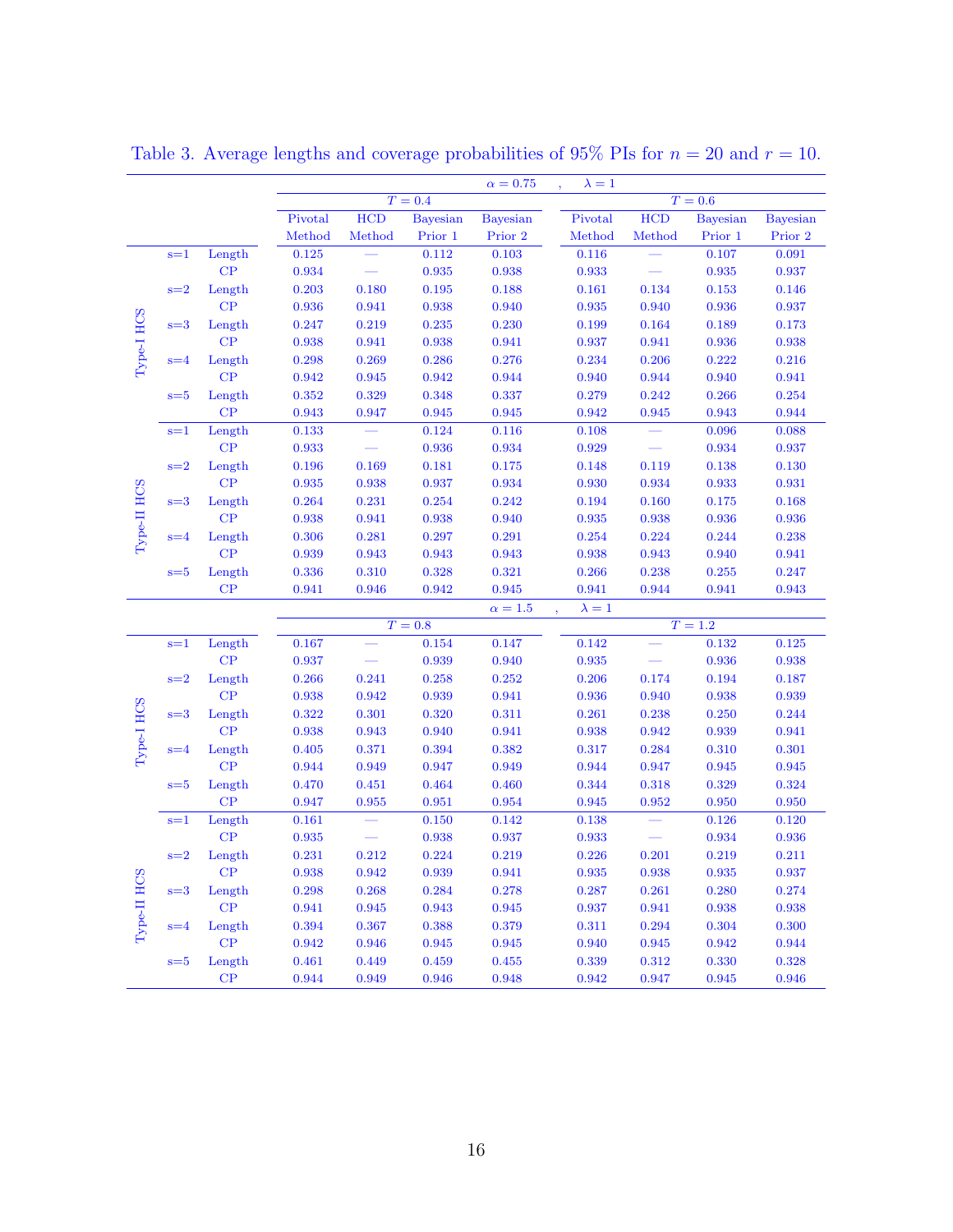Table 3. Average lengths and coverage probabilities of 95% PIs for $n = 20$ and $r = 10$.

| | | | $\alpha = 0.75$, $\lambda = 1$ | | | | | | | |
|---|---|---|---|---|---|---|---|---|---|---|
| | | | $T = 0.4$ | | | | $T = 0.6$ | | | |
| | | | Pivotal Method | HCD Method | Bayesian Prior 1 | Bayesian Prior 2 | Pivotal Method | HCD Method | Bayesian Prior 1 | Bayesian Prior 2 |
| Type-I HCS | s=1 | Length | 0.125 | — | 0.112 | 0.103 | 0.116 | — | 0.107 | 0.091 |
| | | CP | 0.934 | — | 0.935 | 0.938 | 0.933 | — | 0.935 | 0.937 |
| | s=2 | Length | 0.203 | 0.180 | 0.195 | 0.188 | 0.161 | 0.134 | 0.153 | 0.146 |
| | | CP | 0.936 | 0.941 | 0.938 | 0.940 | 0.935 | 0.940 | 0.936 | 0.937 |
| | s=3 | Length | 0.247 | 0.219 | 0.235 | 0.230 | 0.199 | 0.164 | 0.189 | 0.173 |
| | | CP | 0.938 | 0.941 | 0.938 | 0.941 | 0.937 | 0.941 | 0.936 | 0.938 |
| | s=4 | Length | 0.298 | 0.269 | 0.286 | 0.276 | 0.234 | 0.206 | 0.222 | 0.216 |
| | | CP | 0.942 | 0.945 | 0.942 | 0.944 | 0.940 | 0.944 | 0.940 | 0.941 |
| | s=5 | Length | 0.352 | 0.329 | 0.348 | 0.337 | 0.279 | 0.242 | 0.266 | 0.254 |
| | | CP | 0.943 | 0.947 | 0.945 | 0.945 | 0.942 | 0.945 | 0.943 | 0.944 |
| Type-II HCS | s=1 | Length | 0.133 | — | 0.124 | 0.116 | 0.108 | — | 0.096 | 0.088 |
| | | CP | 0.933 | — | 0.936 | 0.934 | 0.929 | — | 0.934 | 0.937 |
| | s=2 | Length | 0.196 | 0.169 | 0.181 | 0.175 | 0.148 | 0.119 | 0.138 | 0.130 |
| | | CP | 0.935 | 0.938 | 0.937 | 0.934 | 0.930 | 0.934 | 0.933 | 0.931 |
| | s=3 | Length | 0.264 | 0.231 | 0.254 | 0.242 | 0.194 | 0.160 | 0.175 | 0.168 |
| | | CP | 0.938 | 0.941 | 0.938 | 0.940 | 0.935 | 0.938 | 0.936 | 0.936 |
| | s=4 | Length | 0.306 | 0.281 | 0.297 | 0.291 | 0.254 | 0.224 | 0.244 | 0.238 |
| | | CP | 0.939 | 0.943 | 0.943 | 0.943 | 0.938 | 0.943 | 0.940 | 0.941 |
| | s=5 | Length | 0.336 | 0.310 | 0.328 | 0.321 | 0.266 | 0.238 | 0.255 | 0.247 |
| | | CP | 0.941 | 0.946 | 0.942 | 0.945 | 0.941 | 0.944 | 0.941 | 0.943 |
| | | | $\alpha = 1.5$, $\lambda = 1$ | | | | | | | |
| | | | $T = 0.8$ | | | | $T = 1.2$ | | | |
| Type-I HCS | s=1 | Length | 0.167 | — | 0.154 | 0.147 | 0.142 | — | 0.132 | 0.125 |
| | | CP | 0.937 | — | 0.939 | 0.940 | 0.935 | — | 0.936 | 0.938 |
| | s=2 | Length | 0.266 | 0.241 | 0.258 | 0.252 | 0.206 | 0.174 | 0.194 | 0.187 |
| | | CP | 0.938 | 0.942 | 0.939 | 0.941 | 0.936 | 0.940 | 0.938 | 0.939 |
| | s=3 | Length | 0.322 | 0.301 | 0.320 | 0.311 | 0.261 | 0.238 | 0.250 | 0.244 |
| | | CP | 0.938 | 0.943 | 0.940 | 0.941 | 0.938 | 0.942 | 0.939 | 0.941 |
| | s=4 | Length | 0.405 | 0.371 | 0.394 | 0.382 | 0.317 | 0.284 | 0.310 | 0.301 |
| | | CP | 0.944 | 0.949 | 0.947 | 0.949 | 0.944 | 0.947 | 0.945 | 0.945 |
| | s=5 | Length | 0.470 | 0.451 | 0.464 | 0.460 | 0.344 | 0.318 | 0.329 | 0.324 |
| | | CP | 0.947 | 0.955 | 0.951 | 0.954 | 0.945 | 0.952 | 0.950 | 0.950 |
| Type-II HCS | s=1 | Length | 0.161 | — | 0.150 | 0.142 | 0.138 | — | 0.126 | 0.120 |
| | | CP | 0.935 | — | 0.938 | 0.937 | 0.933 | — | 0.934 | 0.936 |
| | s=2 | Length | 0.231 | 0.212 | 0.224 | 0.219 | 0.226 | 0.201 | 0.219 | 0.211 |
| | | CP | 0.938 | 0.942 | 0.939 | 0.941 | 0.935 | 0.938 | 0.935 | 0.937 |
| | s=3 | Length | 0.298 | 0.268 | 0.284 | 0.278 | 0.287 | 0.261 | 0.280 | 0.274 |
| | | CP | 0.941 | 0.945 | 0.943 | 0.945 | 0.937 | 0.941 | 0.938 | 0.938 |
| | s=4 | Length | 0.394 | 0.367 | 0.388 | 0.379 | 0.311 | 0.294 | 0.304 | 0.300 |
| | | CP | 0.942 | 0.946 | 0.945 | 0.945 | 0.940 | 0.945 | 0.942 | 0.944 |
| | s=5 | Length | 0.461 | 0.449 | 0.459 | 0.455 | 0.339 | 0.312 | 0.330 | 0.328 |
| | | CP | 0.944 | 0.949 | 0.946 | 0.948 | 0.942 | 0.947 | 0.945 | 0.946 |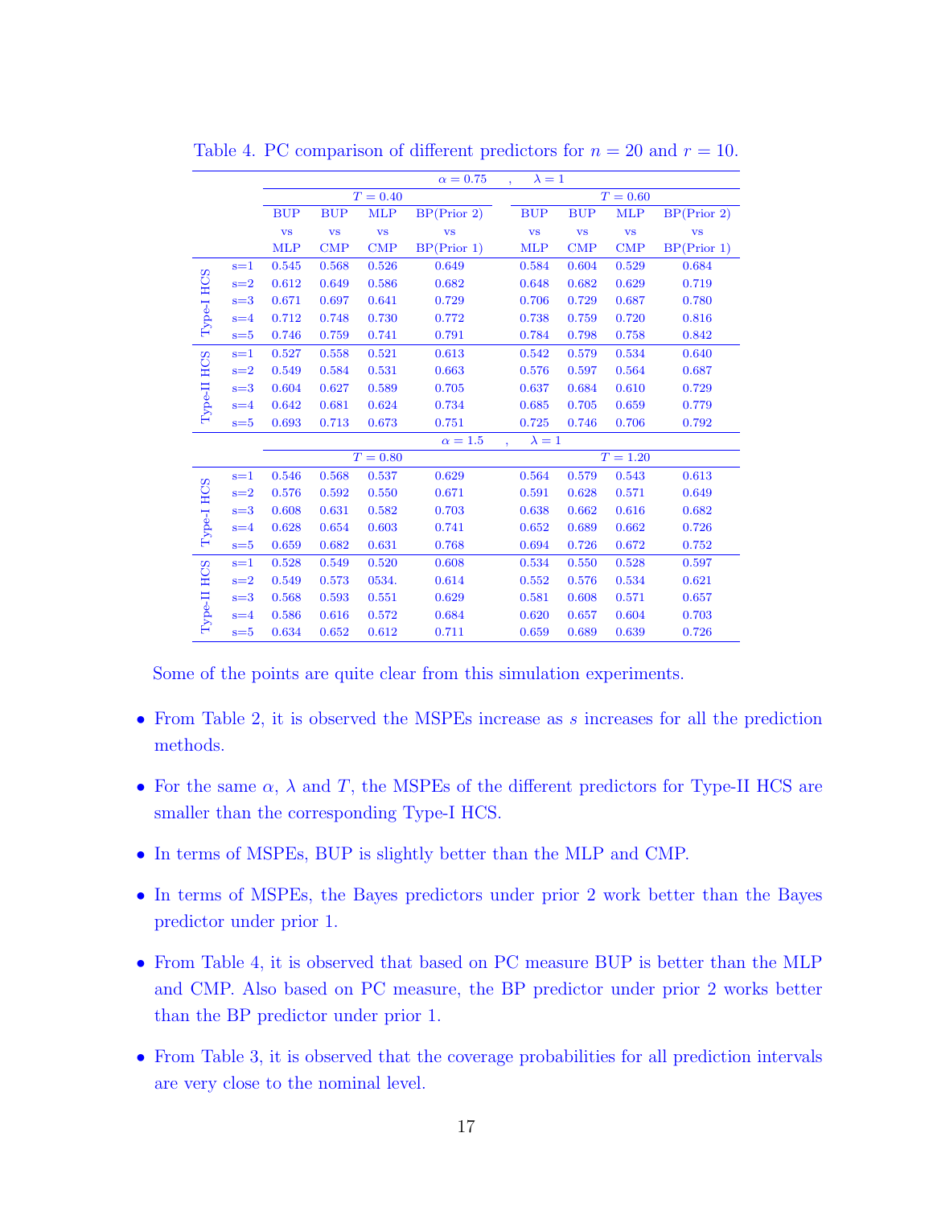Table 4. PC comparison of different predictors for $n = 20$ and $r = 10$.

| | | $\alpha = 0.75$ , $\lambda = 1$ | | | | | | | |
|---|---|---|---|---|---|---|---|---|---|
| | | $T = 0.40$ | | | | $T = 0.60$ | | | |
| | | BUP vs MLP | BUP vs CMP | MLP vs CMP | BP(Prior 2) vs BP(Prior 1) | BUP vs MLP | BUP vs CMP | MLP vs CMP | BP(Prior 2) vs BP(Prior 1) |
| Type-I HCS | s=1 | 0.545 | 0.568 | 0.526 | 0.649 | 0.584 | 0.604 | 0.529 | 0.684 |
| | s=2 | 0.612 | 0.649 | 0.586 | 0.682 | 0.648 | 0.682 | 0.629 | 0.719 |
| | s=3 | 0.671 | 0.697 | 0.641 | 0.729 | 0.706 | 0.729 | 0.687 | 0.780 |
| | s=4 | 0.712 | 0.748 | 0.730 | 0.772 | 0.738 | 0.759 | 0.720 | 0.816 |
| | s=5 | 0.746 | 0.759 | 0.741 | 0.791 | 0.784 | 0.798 | 0.758 | 0.842 |
| Type-II HCS | s=1 | 0.527 | 0.558 | 0.521 | 0.613 | 0.542 | 0.579 | 0.534 | 0.640 |
| | s=2 | 0.549 | 0.584 | 0.531 | 0.663 | 0.576 | 0.597 | 0.564 | 0.687 |
| | s=3 | 0.604 | 0.627 | 0.589 | 0.705 | 0.637 | 0.684 | 0.610 | 0.729 |
| | s=4 | 0.642 | 0.681 | 0.624 | 0.734 | 0.685 | 0.705 | 0.659 | 0.779 |
| | s=5 | 0.693 | 0.713 | 0.673 | 0.751 | 0.725 | 0.746 | 0.706 | 0.792 |
| | | $\alpha = 1.5$ , $\lambda = 1$ | | | | | | | |
| | | $T = 0.80$ | | | | $T = 1.20$ | | | |
| Type-I HCS | s=1 | 0.546 | 0.568 | 0.537 | 0.629 | 0.564 | 0.579 | 0.543 | 0.613 |
| | s=2 | 0.576 | 0.592 | 0.550 | 0.671 | 0.591 | 0.628 | 0.571 | 0.649 |
| | s=3 | 0.608 | 0.631 | 0.582 | 0.703 | 0.638 | 0.662 | 0.616 | 0.682 |
| | s=4 | 0.628 | 0.654 | 0.603 | 0.741 | 0.652 | 0.689 | 0.662 | 0.726 |
| | s=5 | 0.659 | 0.682 | 0.631 | 0.768 | 0.694 | 0.726 | 0.672 | 0.752 |
| Type-II HCS | s=1 | 0.528 | 0.549 | 0.520 | 0.608 | 0.534 | 0.550 | 0.528 | 0.597 |
| | s=2 | 0.549 | 0.573 | 0534. | 0.614 | 0.552 | 0.576 | 0.534 | 0.621 |
| | s=3 | 0.568 | 0.593 | 0.551 | 0.629 | 0.581 | 0.608 | 0.571 | 0.657 |
| | s=4 | 0.586 | 0.616 | 0.572 | 0.684 | 0.620 | 0.657 | 0.604 | 0.703 |
| | s=5 | 0.634 | 0.652 | 0.612 | 0.711 | 0.659 | 0.689 | 0.639 | 0.726 |

Some of the points are quite clear from this simulation experiments.

- From Table 2, it is observed the MSPEs increase as $s$ increases for all the prediction methods.
- For the same $\alpha$, $\lambda$ and $T$, the MSPEs of the different predictors for Type-II HCS are smaller than the corresponding Type-I HCS.
- In terms of MSPEs, BUP is slightly better than the MLP and CMP.
- In terms of MSPEs, the Bayes predictors under prior 2 work better than the Bayes predictor under prior 1.
- From Table 4, it is observed that based on PC measure BUP is better than the MLP and CMP. Also based on PC measure, the BP predictor under prior 2 works better than the BP predictor under prior 1.
- From Table 3, it is observed that the coverage probabilities for all prediction intervals are very close to the nominal level.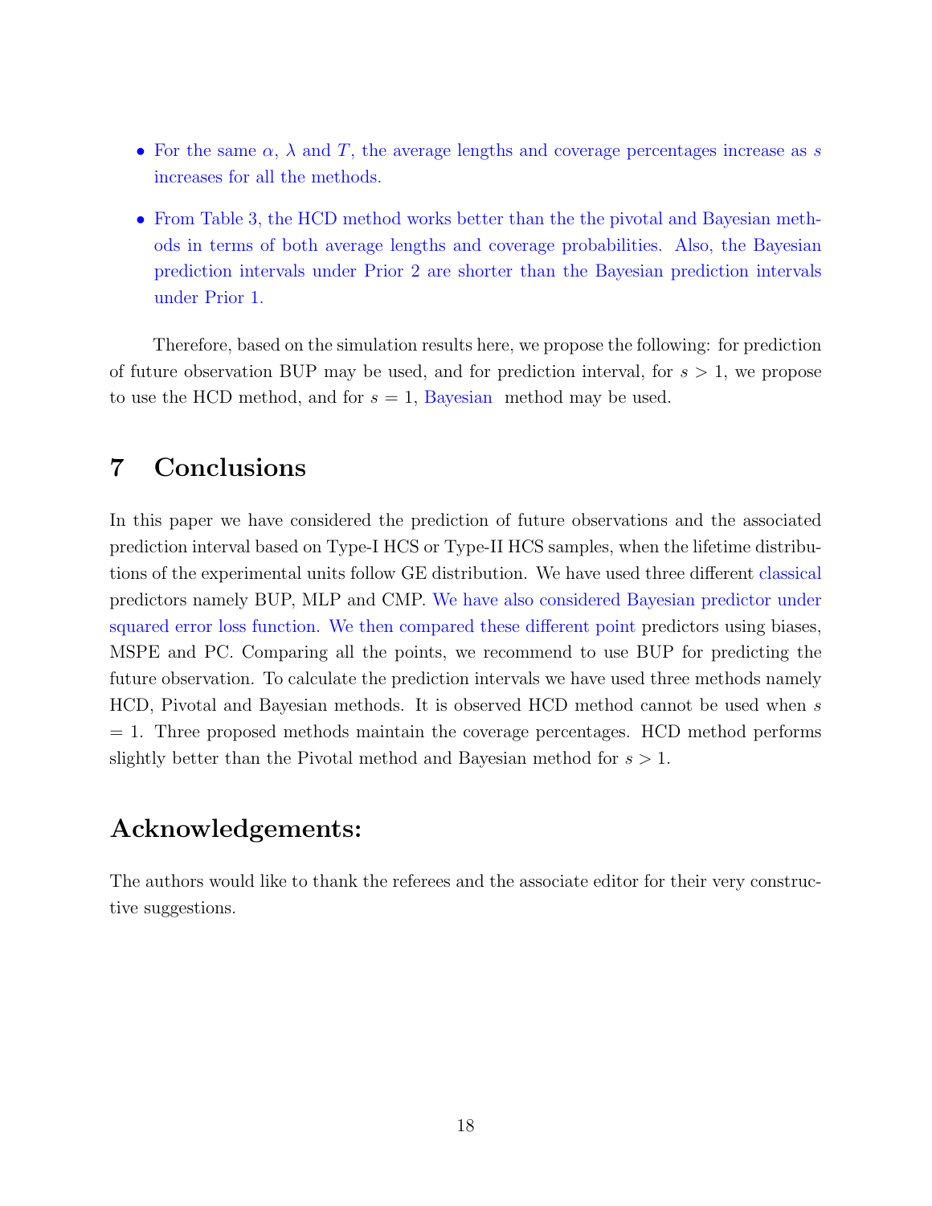- For the same $\alpha$, $\lambda$ and $T$, the average lengths and coverage percentages increase as $s$ increases for all the methods.
- From Table 3, the HCD method works better than the the pivotal and Bayesian methods in terms of both average lengths and coverage probabilities. Also, the Bayesian prediction intervals under Prior 2 are shorter than the Bayesian prediction intervals under Prior 1.

Therefore, based on the simulation results here, we propose the following: for prediction of future observation BUP may be used, and for prediction interval, for $s > 1$, we propose to use the HCD method, and for $s = 1$, Bayesian method may be used.

# 7 Conclusions

In this paper we have considered the prediction of future observations and the associated prediction interval based on Type-I HCS or Type-II HCS samples, when the lifetime distributions of the experimental units follow GE distribution. We have used three different classical predictors namely BUP, MLP and CMP. We have also considered Bayesian predictor under squared error loss function. We then compared these different point predictors using biases, MSPE and PC. Comparing all the points, we recommend to use BUP for predicting the future observation. To calculate the prediction intervals we have used three methods namely HCD, Pivotal and Bayesian methods. It is observed HCD method cannot be used when $s = 1$. Three proposed methods maintain the coverage percentages. HCD method performs slightly better than the Pivotal method and Bayesian method for $s > 1$.

# Acknowledgements:

The authors would like to thank the referees and the associate editor for their very constructive suggestions.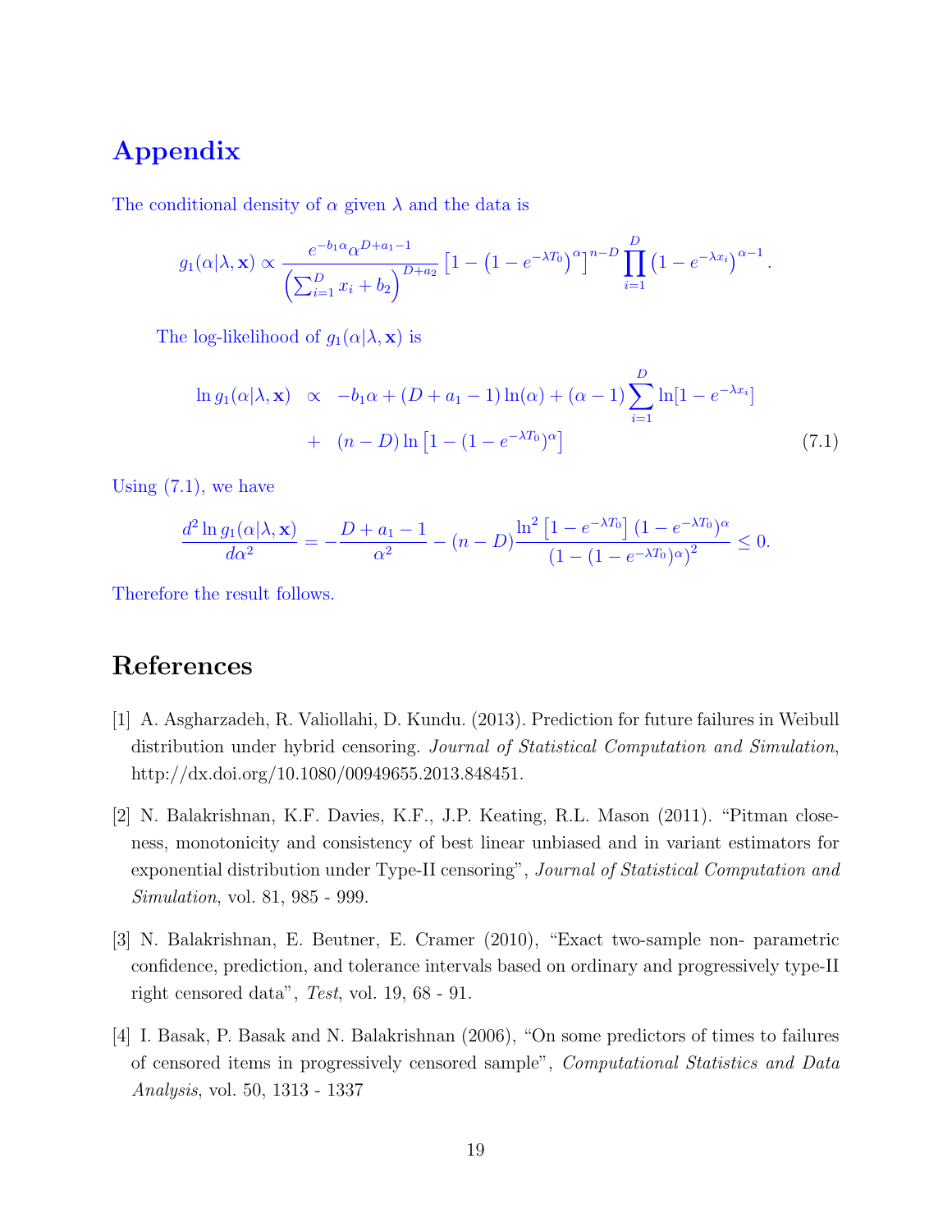# Appendix

The conditional density of $\alpha$ given $\lambda$ and the data is

$$g_1(\alpha|\lambda, \mathbf{x}) \propto \frac{e^{-b_1\alpha}\alpha^{D+a_1-1}}{\left(\sum_{i=1}^{D} x_i + b_2\right)^{D+a_2}} \left[1 - \left(1 - e^{-\lambda T_0}\right)^{\alpha}\right]^{n-D} \prod_{i=1}^{D} \left(1 - e^{-\lambda x_i}\right)^{\alpha - 1}.$$

The log-likelihood of $g_1(\alpha|\lambda, \mathbf{x})$ is

$$\begin{aligned} \ln g_1(\alpha|\lambda, \mathbf{x}) &\propto -b_1\alpha + (D + a_1 - 1)\ln(\alpha) + (\alpha - 1)\sum_{i=1}^{D} \ln[1 - e^{-\lambda x_i}] \\ &+ (n - D)\ln\left[1 - (1 - e^{-\lambda T_0})^{\alpha}\right] \end{aligned} \tag{7.1}$$

Using (7.1), we have

$$\frac{d^2 \ln g_1(\alpha|\lambda, \mathbf{x})}{d\alpha^2} = -\frac{D + a_1 - 1}{\alpha^2} - (n - D)\frac{\ln^2\left[1 - e^{-\lambda T_0}\right](1 - e^{-\lambda T_0})^{\alpha}}{\left(1 - (1 - e^{-\lambda T_0})^{\alpha}\right)^2} \leq 0.$$

Therefore the result follows.

# References

[1] A. Asgharzadeh, R. Valiollahi, D. Kundu. (2013). Prediction for future failures in Weibull distribution under hybrid censoring. *Journal of Statistical Computation and Simulation*, http://dx.doi.org/10.1080/00949655.2013.848451.

[2] N. Balakrishnan, K.F. Davies, K.F., J.P. Keating, R.L. Mason (2011). "Pitman closeness, monotonicity and consistency of best linear unbiased and in variant estimators for exponential distribution under Type-II censoring", *Journal of Statistical Computation and Simulation*, vol. 81, 985 - 999.

[3] N. Balakrishnan, E. Beutner, E. Cramer (2010), "Exact two-sample non- parametric confidence, prediction, and tolerance intervals based on ordinary and progressively type-II right censored data", *Test*, vol. 19, 68 - 91.

[4] I. Basak, P. Basak and N. Balakrishnan (2006), "On some predictors of times to failures of censored items in progressively censored sample", *Computational Statistics and Data Analysis*, vol. 50, 1313 - 1337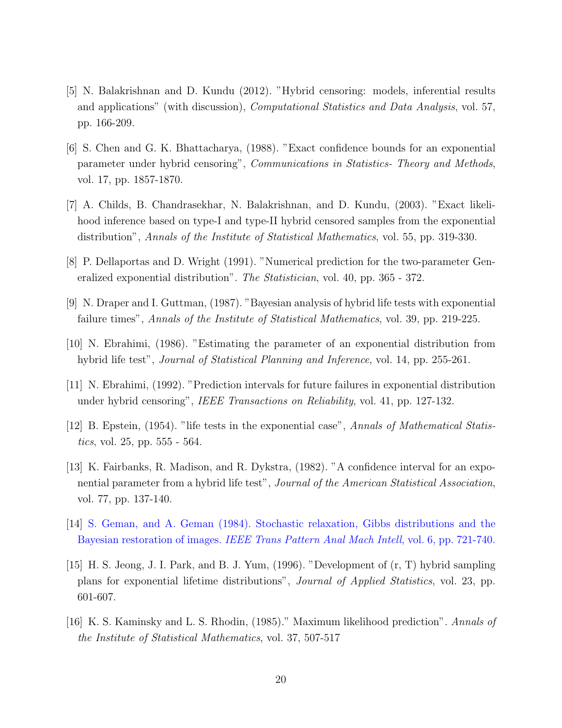[5] N. Balakrishnan and D. Kundu (2012). "Hybrid censoring: models, inferential results and applications" (with discussion), *Computational Statistics and Data Analysis*, vol. 57, pp. 166-209.

[6] S. Chen and G. K. Bhattacharya, (1988). "Exact confidence bounds for an exponential parameter under hybrid censoring", *Communications in Statistics- Theory and Methods*, vol. 17, pp. 1857-1870.

[7] A. Childs, B. Chandrasekhar, N. Balakrishnan, and D. Kundu, (2003). "Exact likelihood inference based on type-I and type-II hybrid censored samples from the exponential distribution", *Annals of the Institute of Statistical Mathematics*, vol. 55, pp. 319-330.

[8] P. Dellaportas and D. Wright (1991). "Numerical prediction for the two-parameter Generalized exponential distribution". *The Statistician*, vol. 40, pp. 365 - 372.

[9] N. Draper and I. Guttman, (1987). "Bayesian analysis of hybrid life tests with exponential failure times", *Annals of the Institute of Statistical Mathematics*, vol. 39, pp. 219-225.

[10] N. Ebrahimi, (1986). "Estimating the parameter of an exponential distribution from hybrid life test", *Journal of Statistical Planning and Inference*, vol. 14, pp. 255-261.

[11] N. Ebrahimi, (1992). "Prediction intervals for future failures in exponential distribution under hybrid censoring", *IEEE Transactions on Reliability*, vol. 41, pp. 127-132.

[12] B. Epstein, (1954). "life tests in the exponential case", *Annals of Mathematical Statistics*, vol. 25, pp. 555 - 564.

[13] K. Fairbanks, R. Madison, and R. Dykstra, (1982). "A confidence interval for an exponential parameter from a hybrid life test", *Journal of the American Statistical Association*, vol. 77, pp. 137-140.

[14] S. Geman, and A. Geman (1984). Stochastic relaxation, Gibbs distributions and the Bayesian restoration of images. *IEEE Trans Pattern Anal Mach Intell*, vol. 6, pp. 721-740.

[15] H. S. Jeong, J. I. Park, and B. J. Yum, (1996). "Development of (r, T) hybrid sampling plans for exponential lifetime distributions", *Journal of Applied Statistics*, vol. 23, pp. 601-607.

[16] K. S. Kaminsky and L. S. Rhodin, (1985)." Maximum likelihood prediction". *Annals of the Institute of Statistical Mathematics*, vol. 37, 507-517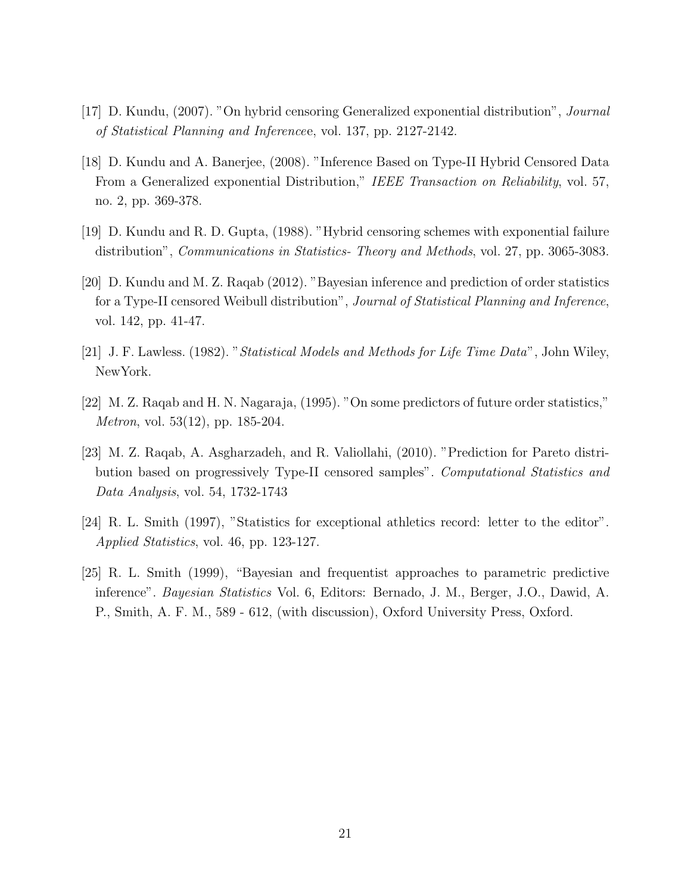[17] D. Kundu, (2007). "On hybrid censoring Generalized exponential distribution", *Journal of Statistical Planning and Inferencee*, vol. 137, pp. 2127-2142.

[18] D. Kundu and A. Banerjee, (2008). "Inference Based on Type-II Hybrid Censored Data From a Generalized exponential Distribution," *IEEE Transaction on Reliability*, vol. 57, no. 2, pp. 369-378.

[19] D. Kundu and R. D. Gupta, (1988). "Hybrid censoring schemes with exponential failure distribution", *Communications in Statistics- Theory and Methods*, vol. 27, pp. 3065-3083.

[20] D. Kundu and M. Z. Raqab (2012). "Bayesian inference and prediction of order statistics for a Type-II censored Weibull distribution", *Journal of Statistical Planning and Inference*, vol. 142, pp. 41-47.

[21] J. F. Lawless. (1982). "*Statistical Models and Methods for Life Time Data*", John Wiley, NewYork.

[22] M. Z. Raqab and H. N. Nagaraja, (1995). "On some predictors of future order statistics," *Metron*, vol. 53(12), pp. 185-204.

[23] M. Z. Raqab, A. Asgharzadeh, and R. Valiollahi, (2010). "Prediction for Pareto distribution based on progressively Type-II censored samples". *Computational Statistics and Data Analysis*, vol. 54, 1732-1743

[24] R. L. Smith (1997), "Statistics for exceptional athletics record: letter to the editor". *Applied Statistics*, vol. 46, pp. 123-127.

[25] R. L. Smith (1999), "Bayesian and frequentist approaches to parametric predictive inference". *Bayesian Statistics* Vol. 6, Editors: Bernado, J. M., Berger, J.O., Dawid, A. P., Smith, A. F. M., 589 - 612, (with discussion), Oxford University Press, Oxford.